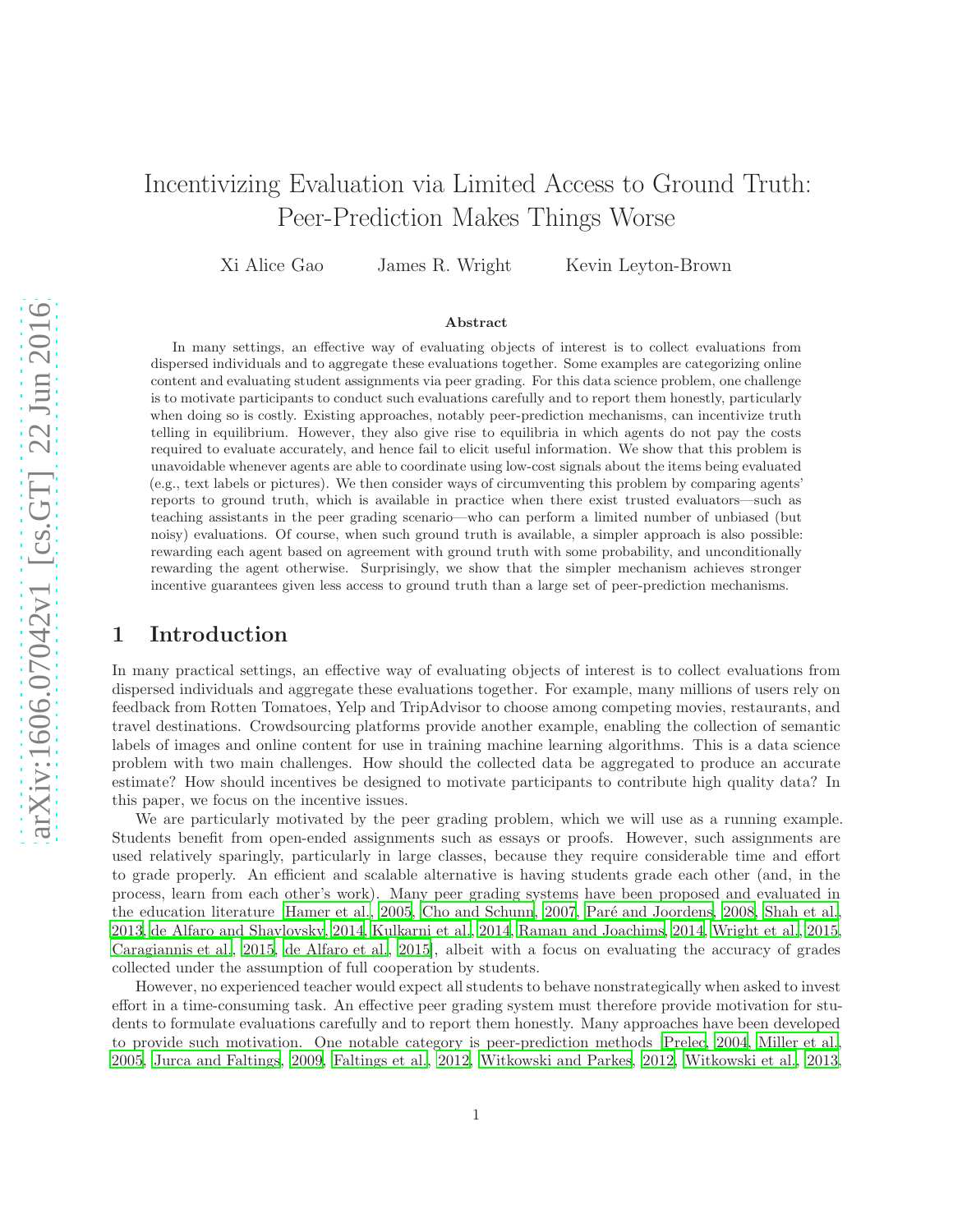# Incentivizing Evaluation via Limited Access to Ground Truth: Peer-Prediction Makes Things Worse

Xi Alice Gao  James R. Wright  Kevin Leyton-Brown

### Abstract

In many settings, an effective way of evaluating objects of interest is to collect evaluations from dispersed individuals and to aggregate these evaluations together. Some examples are categorizing online content and evaluating student assignments via peer grading. For this data science problem, one challenge is to motivate participants to conduct such evaluations carefully and to report them honestly, particularly when doing so is costly. Existing approaches, notably peer-prediction mechanisms, can incentivize truth telling in equilibrium. However, they also give rise to equilibria in which agents do not pay the costs required to evaluate accurately, and hence fail to elicit useful information. We show that this problem is unavoidable whenever agents are able to coordinate using low-cost signals about the items being evaluated (e.g., text labels or pictures). We then consider ways of circumventing this problem by comparing agents' reports to ground truth, which is available in practice when there exist trusted evaluators—such as teaching assistants in the peer grading scenario—who can perform a limited number of unbiased (but noisy) evaluations. Of course, when such ground truth is available, a simpler approach is also possible: rewarding each agent based on agreement with ground truth with some probability, and unconditionally rewarding the agent otherwise. Surprisingly, we show that the simpler mechanism achieves stronger incentive guarantees given less access to ground truth than a large set of peer-prediction mechanisms.

## 1 Introduction

In many practical settings, an effective way of evaluating objects of interest is to collect evaluations from dispersed individuals and aggregate these evaluations together. For example, many millions of users rely on feedback from Rotten Tomatoes, Yelp and TripAdvisor to choose among competing movies, restaurants, and travel destinations. Crowdsourcing platforms provide another example, enabling the collection of semantic labels of images and online content for use in training machine learning algorithms. This is a data science problem with two main challenges. How should the collected data be aggregated to produce an accurate estimate? How should incentives be designed to motivate participants to contribute high quality data? In this paper, we focus on the incentive issues.

We are particularly motivated by the peer grading problem, which we will use as a running example. Students benefit from open-ended assignments such as essays or proofs. However, such assignments are used relatively sparingly, particularly in large classes, because they require considerable time and effort to grade properly. An efficient and scalable alternative is having students grade each other (and, in the process, learn from each other's work). Many peer grading systems have been proposed and evaluated in the education literature [Hamer et al., 2005, Cho and Schunn, 2007, Paré and Joordens, 2008, Shah et al., 2013, de Alfaro and Shavlovsky, 2014, Kulkarni et al., 2014, Raman and Joachims, 2014, Wright et al., 2015, Caragiannis et al., 2015, de Alfaro et al., 2015], albeit with a focus on evaluating the accuracy of grades collected under the assumption of full cooperation by students.

However, no experienced teacher would expect all students to behave nonstrategically when asked to invest effort in a time-consuming task. An effective peer grading system must therefore provide motivation for students to formulate evaluations carefully and to report them honestly. Many approaches have been developed to provide such motivation. One notable category is peer-prediction methods [Prelec, 2004, Miller et al., 2005, Jurca and Faltings, 2009, Faltings et al., 2012, Witkowski and Parkes, 2012, Witkowski et al., 2013,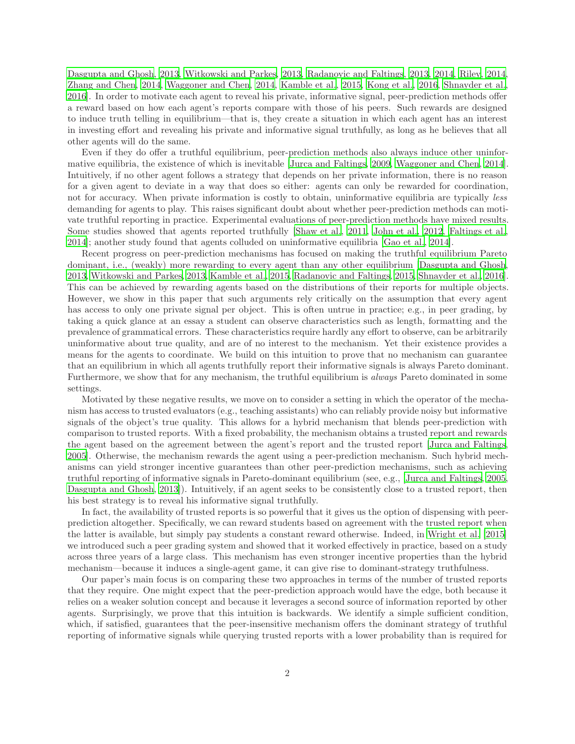Dasgupta and Ghosh, 2013, Witkowski and Parkes, 2013, Radanovic and Faltings, 2013, 2014, Riley, 2014, Zhang and Chen, 2014, Waggoner and Chen, 2014, Kamble et al., 2015, Kong et al., 2016, Shnayder et al., 2016]. In order to motivate each agent to reveal his private, informative signal, peer-prediction methods offer a reward based on how each agent's reports compare with those of his peers. Such rewards are designed to induce truth telling in equilibrium—that is, they create a situation in which each agent has an interest in investing effort and revealing his private and informative signal truthfully, as long as he believes that all other agents will do the same.

Even if they do offer a truthful equilibrium, peer-prediction methods also always induce other uninformative equilibria, the existence of which is inevitable [Jurca and Faltings, 2009, Waggoner and Chen, 2014]. Intuitively, if no other agent follows a strategy that depends on her private information, there is no reason for a given agent to deviate in a way that does so either: agents can only be rewarded for coordination, not for accuracy. When private information is costly to obtain, uninformative equilibria are typically *less* demanding for agents to play. This raises significant doubt about whether peer-prediction methods can motivate truthful reporting in practice. Experimental evaluations of peer-prediction methods have mixed results. Some studies showed that agents reported truthfully [Shaw et al., 2011, John et al., 2012, Faltings et al., 2014]; another study found that agents colluded on uninformative equilibria [Gao et al., 2014].

Recent progress on peer-prediction mechanisms has focused on making the truthful equilibrium Pareto dominant, i.e., (weakly) more rewarding to every agent than any other equilibrium [Dasgupta and Ghosh, 2013, Witkowski and Parkes, 2013, Kamble et al., 2015, Radanovic and Faltings, 2015, Shnayder et al., 2016]. This can be achieved by rewarding agents based on the distributions of their reports for multiple objects. However, we show in this paper that such arguments rely critically on the assumption that every agent has access to only one private signal per object. This is often untrue in practice; e.g., in peer grading, by taking a quick glance at an essay a student can observe characteristics such as length, formatting and the prevalence of grammatical errors. These characteristics require hardly any effort to observe, can be arbitrarily uninformative about true quality, and are of no interest to the mechanism. Yet their existence provides a means for the agents to coordinate. We build on this intuition to prove that no mechanism can guarantee that an equilibrium in which all agents truthfully report their informative signals is always Pareto dominant. Furthermore, we show that for any mechanism, the truthful equilibrium is *always* Pareto dominated in some settings.

Motivated by these negative results, we move on to consider a setting in which the operator of the mechanism has access to trusted evaluators (e.g., teaching assistants) who can reliably provide noisy but informative signals of the object's true quality. This allows for a hybrid mechanism that blends peer-prediction with comparison to trusted reports. With a fixed probability, the mechanism obtains a trusted report and rewards the agent based on the agreement between the agent's report and the trusted report [Jurca and Faltings, 2005]. Otherwise, the mechanism rewards the agent using a peer-prediction mechanism. Such hybrid mechanisms can yield stronger incentive guarantees than other peer-prediction mechanisms, such as achieving truthful reporting of informative signals in Pareto-dominant equilibrium (see, e.g., [Jurca and Faltings, 2005, Dasgupta and Ghosh, 2013]). Intuitively, if an agent seeks to be consistently close to a trusted report, then his best strategy is to reveal his informative signal truthfully.

In fact, the availability of trusted reports is so powerful that it gives us the option of dispensing with peer-prediction altogether. Specifically, we can reward students based on agreement with the trusted report when the latter is available, but simply pay students a constant reward otherwise. Indeed, in Wright et al. [2015] we introduced such a peer grading system and showed that it worked effectively in practice, based on a study across three years of a large class. This mechanism has even stronger incentive properties than the hybrid mechanism—because it induces a single-agent game, it can give rise to dominant-strategy truthfulness.

Our paper's main focus is on comparing these two approaches in terms of the number of trusted reports that they require. One might expect that the peer-prediction approach would have the edge, both because it relies on a weaker solution concept and because it leverages a second source of information reported by other agents. Surprisingly, we prove that this intuition is backwards. We identify a simple sufficient condition, which, if satisfied, guarantees that the peer-insensitive mechanism offers the dominant strategy of truthful reporting of informative signals while querying trusted reports with a lower probability than is required for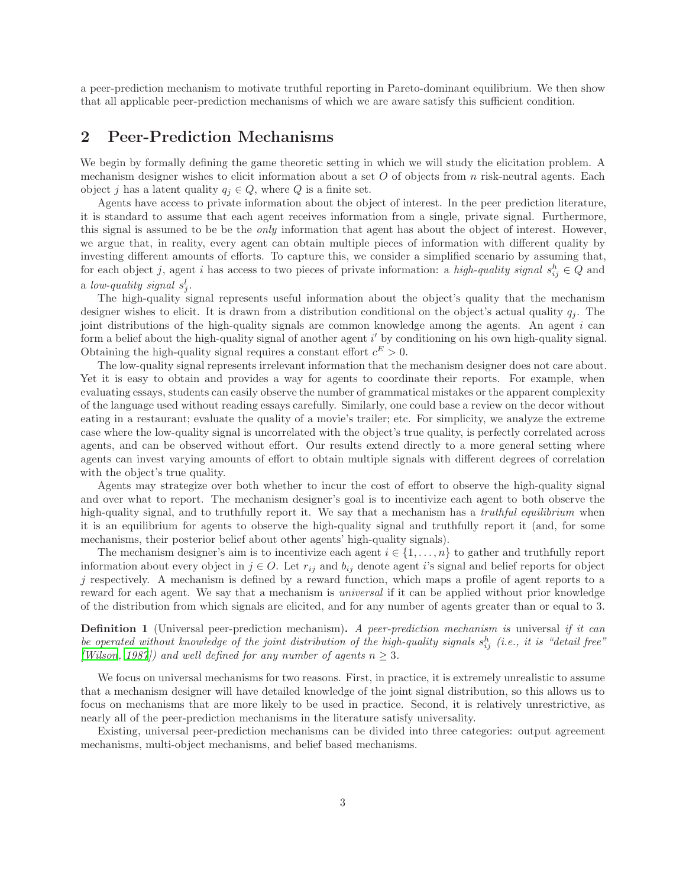a peer-prediction mechanism to motivate truthful reporting in Pareto-dominant equilibrium. We then show that all applicable peer-prediction mechanisms of which we are aware satisfy this sufficient condition.

## 2 Peer-Prediction Mechanisms

We begin by formally defining the game theoretic setting in which we will study the elicitation problem. A mechanism designer wishes to elicit information about a set $O$ of objects from $n$ risk-neutral agents. Each object $j$ has a latent quality $q_j \in Q$, where $Q$ is a finite set.

Agents have access to private information about the object of interest. In the peer prediction literature, it is standard to assume that each agent receives information from a single, private signal. Furthermore, this signal is assumed to be be the *only* information that agent has about the object of interest. However, we argue that, in reality, every agent can obtain multiple pieces of information with different quality by investing different amounts of efforts. To capture this, we consider a simplified scenario by assuming that, for each object $j$, agent $i$ has access to two pieces of private information: a *high-quality signal* $s^h_{ij} \in Q$ and a *low-quality signal* $s^l_j$.

The high-quality signal represents useful information about the object's quality that the mechanism designer wishes to elicit. It is drawn from a distribution conditional on the object's actual quality $q_j$. The joint distributions of the high-quality signals are common knowledge among the agents. An agent $i$ can form a belief about the high-quality signal of another agent $i'$ by conditioning on his own high-quality signal. Obtaining the high-quality signal requires a constant effort $c^E > 0$.

The low-quality signal represents irrelevant information that the mechanism designer does not care about. Yet it is easy to obtain and provides a way for agents to coordinate their reports. For example, when evaluating essays, students can easily observe the number of grammatical mistakes or the apparent complexity of the language used without reading essays carefully. Similarly, one could base a review on the decor without eating in a restaurant; evaluate the quality of a movie's trailer; etc. For simplicity, we analyze the extreme case where the low-quality signal is uncorrelated with the object's true quality, is perfectly correlated across agents, and can be observed without effort. Our results extend directly to a more general setting where agents can invest varying amounts of effort to obtain multiple signals with different degrees of correlation with the object's true quality.

Agents may strategize over both whether to incur the cost of effort to observe the high-quality signal and over what to report. The mechanism designer's goal is to incentivize each agent to both observe the high-quality signal, and to truthfully report it. We say that a mechanism has a *truthful equilibrium* when it is an equilibrium for agents to observe the high-quality signal and truthfully report it (and, for some mechanisms, their posterior belief about other agents' high-quality signals).

The mechanism designer's aim is to incentivize each agent $i \in \{1, \ldots, n\}$ to gather and truthfully report information about every object in $j \in O$. Let $r_{ij}$ and $b_{ij}$ denote agent $i$'s signal and belief reports for object $j$ respectively. A mechanism is defined by a reward function, which maps a profile of agent reports to a reward for each agent. We say that a mechanism is *universal* if it can be applied without prior knowledge of the distribution from which signals are elicited, and for any number of agents greater than or equal to 3.

**Definition 1** (Universal peer-prediction mechanism)**.** *A peer-prediction mechanism is* universal *if it can be operated without knowledge of the joint distribution of the high-quality signals $s^h_{ij}$ (i.e., it is "detail free" [Wilson, 1987]) and well defined for any number of agents $n \geq 3$.*

We focus on universal mechanisms for two reasons. First, in practice, it is extremely unrealistic to assume that a mechanism designer will have detailed knowledge of the joint signal distribution, so this allows us to focus on mechanisms that are more likely to be used in practice. Second, it is relatively unrestrictive, as nearly all of the peer-prediction mechanisms in the literature satisfy universality.

Existing, universal peer-prediction mechanisms can be divided into three categories: output agreement mechanisms, multi-object mechanisms, and belief based mechanisms.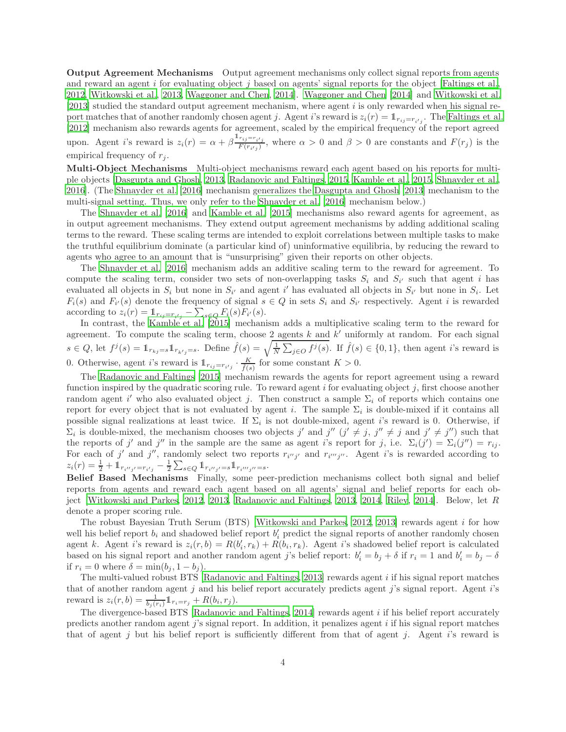**Output Agreement Mechanisms** Output agreement mechanisms only collect signal reports from agents and reward an agent $i$ for evaluating object $j$ based on agents' signal reports for the object [Faltings et al., 2012, Witkowski et al., 2013, Waggoner and Chen, 2014]. Waggoner and Chen [2014] and Witkowski et al. [2013] studied the standard output agreement mechanism, where agent $i$ is only rewarded when his signal report matches that of another randomly chosen agent $j$. Agent $i$'s reward is $z_i(r) = \mathbb{1}_{r_{ij}=r_{i'j}}$. The Faltings et al. [2012] mechanism also rewards agents for agreement, scaled by the empirical frequency of the report agreed upon. Agent $i$'s reward is $z_i(r) = \alpha + \beta \frac{\mathbb{1}_{r_{ij}=r_{i'j}}}{F(r_{i'j})}$, where $\alpha > 0$ and $\beta > 0$ are constants and $F(r_j)$ is the empirical frequency of $r_j$.

**Multi-Object Mechanisms** Multi-object mechanisms reward each agent based on his reports for multiple objects [Dasgupta and Ghosh, 2013, Radanovic and Faltings, 2015, Kamble et al., 2015, Shnayder et al., 2016]. (The Shnayder et al. [2016] mechanism generalizes the Dasgupta and Ghosh [2013] mechanism to the multi-signal setting. Thus, we only refer to the Shnayder et al. [2016] mechanism below.)

The Shnayder et al. [2016] and Kamble et al. [2015] mechanisms also reward agents for agreement, as in output agreement mechanisms. They extend output agreement mechanisms by adding additional scaling terms to the reward. These scaling terms are intended to exploit correlations between multiple tasks to make the truthful equilibrium dominate (a particular kind of) uninformative equilibria, by reducing the reward to agents who agree to an amount that is "unsurprising" given their reports on other objects.

The Shnayder et al. [2016] mechanism adds an additive scaling term to the reward for agreement. To compute the scaling term, consider two sets of non-overlapping tasks $S_i$ and $S_{i'}$ such that agent $i$ has evaluated all objects in $S_i$ but none in $S_{i'}$ and agent $i'$ has evaluated all objects in $S_{i'}$ but none in $S_i$. Let $F_i(s)$ and $F_{i'}(s)$ denote the frequency of signal $s \in Q$ in sets $S_i$ and $S_{i'}$ respectively. Agent $i$ is rewarded according to $z_i(r) = \mathbb{1}_{r_{ij}=r_{i'j}} - \sum_{s \in Q} F_i(s) F_{i'}(s)$.

In contrast, the Kamble et al. [2015] mechanism adds a multiplicative scaling term to the reward for agreement. To compute the scaling term, choose 2 agents $k$ and $k'$ uniformly at random. For each signal $s \in Q$, let $f^j(s) = \mathbb{1}_{r_{kj}=s} \mathbb{1}_{r_{k'j}=s}$. Define $\hat{f}(s) = \sqrt{\frac{1}{N} \sum_{j \in O} f^j(s)}$. If $\hat{f}(s) \in \{0, 1\}$, then agent $i$'s reward is 0. Otherwise, agent $i$'s reward is $\mathbb{1}_{r_{ij}=r_{i'j}} \cdot \frac{K}{\hat{f}(s)}$ for some constant $K > 0$.

The Radanovic and Faltings [2015] mechanism rewards the agents for report agreement using a reward function inspired by the quadratic scoring rule. To reward agent $i$ for evaluating object $j$, first choose another random agent $i'$ who also evaluated object $j$. Then construct a sample $\Sigma_i$ of reports which contains one report for every object that is not evaluated by agent $i$. The sample $\Sigma_i$ is double-mixed if it contains all possible signal realizations at least twice. If $\Sigma_i$ is not double-mixed, agent $i$'s reward is 0. Otherwise, if $\Sigma_i$ is double-mixed, the mechanism chooses two objects $j'$ and $j''$ ($j' \neq j$, $j'' \neq j$ and $j' \neq j''$) such that the reports of $j'$ and $j''$ in the sample are the same as agent $i$'s report for $j$, i.e. $\Sigma_i(j') = \Sigma_i(j'') = r_{ij}$. For each of $j'$ and $j''$, randomly select two reports $r_{i''j'}$ and $r_{i'''j''}$. Agent $i$'s is rewarded according to $z_i(r) = \frac{1}{2} + \mathbb{1}_{r_{i''j'}=r_{i'j}} - \frac{1}{2} \sum_{s \in Q} \mathbb{1}_{r_{i''j'}=s} \mathbb{1}_{r_{i'''j''}=s}$.

**Belief Based Mechanisms** Finally, some peer-prediction mechanisms collect both signal and belief reports from agents and reward each agent based on all agents' signal and belief reports for each object [Witkowski and Parkes, 2012, 2013, Radanovic and Faltings, 2013, 2014, Riley, 2014]. Below, let $R$ denote a proper scoring rule.

The robust Bayesian Truth Serum (BTS) [Witkowski and Parkes, 2012, 2013] rewards agent $i$ for how well his belief report $b_i$ and shadowed belief report $b'_i$ predict the signal reports of another randomly chosen agent $k$. Agent $i$'s reward is $z_i(r, b) = R(b'_i, r_k) + R(b_i, r_k)$. Agent $i$'s shadowed belief report is calculated based on his signal report and another random agent $j$'s belief report: $b'_i = b_j + \delta$ if $r_i = 1$ and $b'_i = b_j - \delta$ if $r_i = 0$ where $\delta = \min(b_j, 1 - b_j)$.

The multi-valued robust BTS [Radanovic and Faltings, 2013] rewards agent $i$ if his signal report matches that of another random agent $j$ and his belief report accurately predicts agent $j$'s signal report. Agent $i$'s reward is $z_i(r, b) = \frac{1}{b_j(r_i)} \mathbb{1}_{r_i=r_j} + R(b_i, r_j)$.

The divergence-based BTS [Radanovic and Faltings, 2014] rewards agent $i$ if his belief report accurately predicts another random agent $j$'s signal report. In addition, it penalizes agent $i$ if his signal report matches that of agent $j$ but his belief report is sufficiently different from that of agent $j$. Agent $i$'s reward is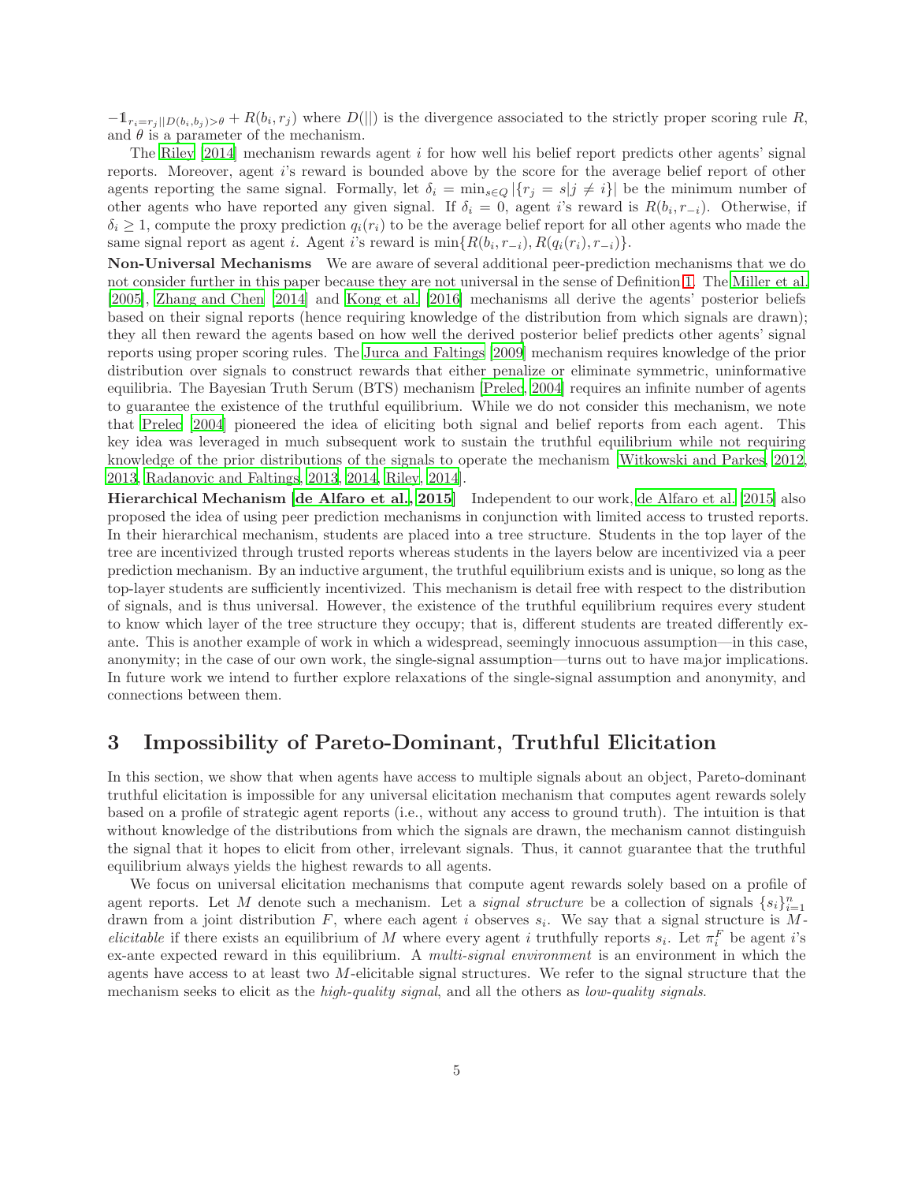$-\mathbb{1}_{r_i=r_j||D(b_i,b_j)>\theta} + R(b_i, r_j)$ where $D(||)$ is the divergence associated to the strictly proper scoring rule $R$, and $\theta$ is a parameter of the mechanism.

The Riley [2014] mechanism rewards agent $i$ for how well his belief report predicts other agents' signal reports. Moreover, agent $i$'s reward is bounded above by the score for the average belief report of other agents reporting the same signal. Formally, let $\delta_i = \min_{s \in Q} |\{r_j = s | j \neq i\}|$ be the minimum number of other agents who have reported any given signal. If $\delta_i = 0$, agent $i$'s reward is $R(b_i, r_{-i})$. Otherwise, if $\delta_i \geq 1$, compute the proxy prediction $q_i(r_i)$ to be the average belief report for all other agents who made the same signal report as agent $i$. Agent $i$'s reward is $\min\{R(b_i, r_{-i}), R(q_i(r_i), r_{-i})\}$.

**Non-Universal Mechanisms** We are aware of several additional peer-prediction mechanisms that we do not consider further in this paper because they are not universal in the sense of Definition 1. The Miller et al. [2005], Zhang and Chen [2014] and Kong et al. [2016] mechanisms all derive the agents' posterior beliefs based on their signal reports (hence requiring knowledge of the distribution from which signals are drawn); they all then reward the agents based on how well the derived posterior belief predicts other agents' signal reports using proper scoring rules. The Jurca and Faltings [2009] mechanism requires knowledge of the prior distribution over signals to construct rewards that either penalize or eliminate symmetric, uninformative equilibria. The Bayesian Truth Serum (BTS) mechanism [Prelec, 2004] requires an infinite number of agents to guarantee the existence of the truthful equilibrium. While we do not consider this mechanism, we note that Prelec [2004] pioneered the idea of eliciting both signal and belief reports from each agent. This key idea was leveraged in much subsequent work to sustain the truthful equilibrium while not requiring knowledge of the prior distributions of the signals to operate the mechanism [Witkowski and Parkes, 2012, 2013, Radanovic and Faltings, 2013, 2014, Riley, 2014].

**Hierarchical Mechanism [de Alfaro et al., 2015]** Independent to our work, de Alfaro et al. [2015] also proposed the idea of using peer prediction mechanisms in conjunction with limited access to trusted reports. In their hierarchical mechanism, students are placed into a tree structure. Students in the top layer of the tree are incentivized through trusted reports whereas students in the layers below are incentivized via a peer prediction mechanism. By an inductive argument, the truthful equilibrium exists and is unique, so long as the top-layer students are sufficiently incentivized. This mechanism is detail free with respect to the distribution of signals, and is thus universal. However, the existence of the truthful equilibrium requires every student to know which layer of the tree structure they occupy; that is, different students are treated differently ex-ante. This is another example of work in which a widespread, seemingly innocuous assumption—in this case, anonymity; in the case of our own work, the single-signal assumption—turns out to have major implications. In future work we intend to further explore relaxations of the single-signal assumption and anonymity, and connections between them.

# 3 Impossibility of Pareto-Dominant, Truthful Elicitation

In this section, we show that when agents have access to multiple signals about an object, Pareto-dominant truthful elicitation is impossible for any universal elicitation mechanism that computes agent rewards solely based on a profile of strategic agent reports (i.e., without any access to ground truth). The intuition is that without knowledge of the distributions from which the signals are drawn, the mechanism cannot distinguish the signal that it hopes to elicit from other, irrelevant signals. Thus, it cannot guarantee that the truthful equilibrium always yields the highest rewards to all agents.

We focus on universal elicitation mechanisms that compute agent rewards solely based on a profile of agent reports. Let $M$ denote such a mechanism. Let a *signal structure* be a collection of signals $\{s_i\}_{i=1}^n$ drawn from a joint distribution $F$, where each agent $i$ observes $s_i$. We say that a signal structure is $M$-*elicitable* if there exists an equilibrium of $M$ where every agent $i$ truthfully reports $s_i$. Let $\pi_i^F$ be agent $i$'s ex-ante expected reward in this equilibrium. A *multi-signal environment* is an environment in which the agents have access to at least two $M$-elicitable signal structures. We refer to the signal structure that the mechanism seeks to elicit as the *high-quality signal*, and all the others as *low-quality signals*.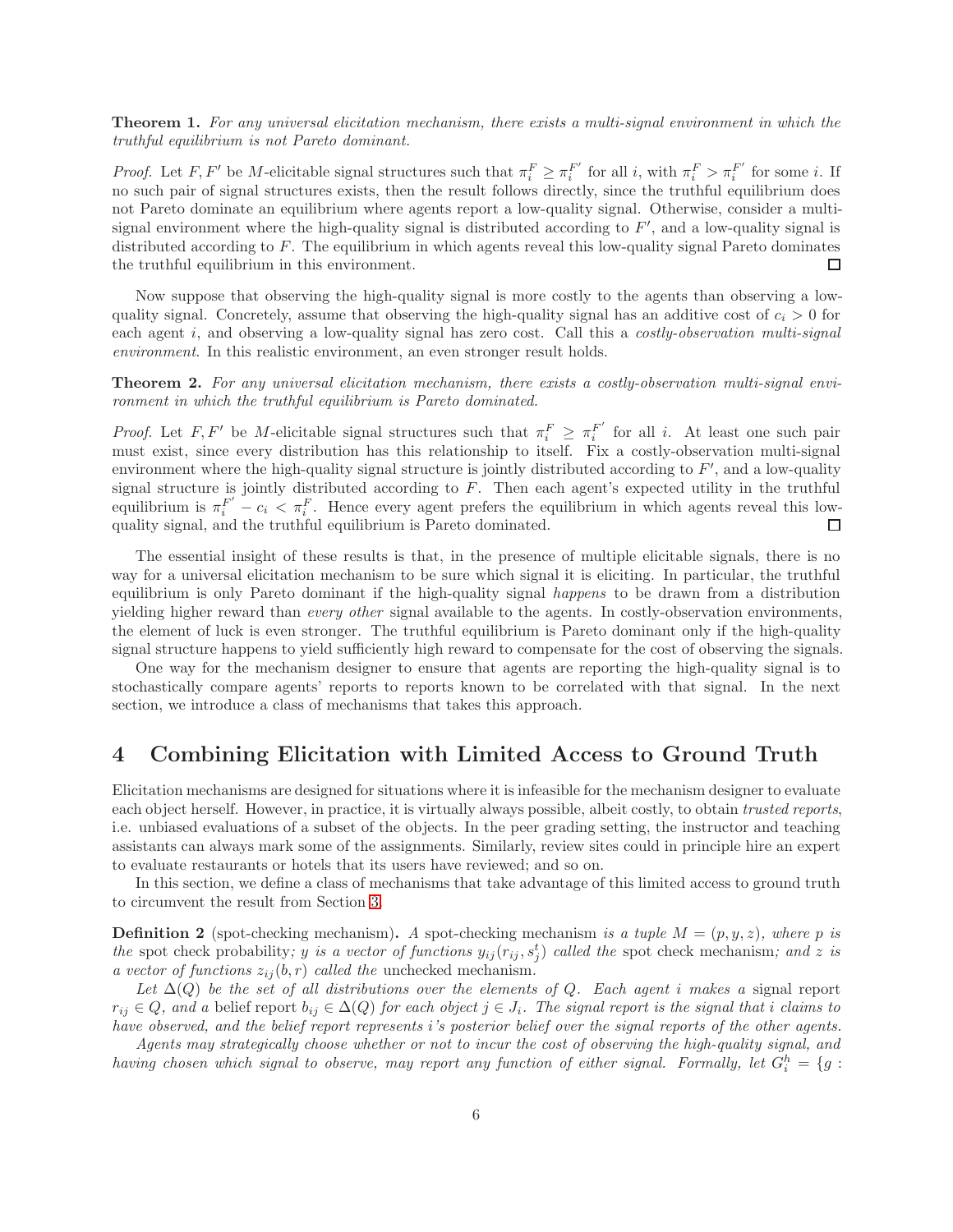**Theorem 1.** *For any universal elicitation mechanism, there exists a multi-signal environment in which the truthful equilibrium is not Pareto dominant.*

*Proof.* Let $F, F'$ be $M$-elicitable signal structures such that $\pi_i^F \geq \pi_i^{F'}$ for all $i$, with $\pi_i^F > \pi_i^{F'}$ for some $i$. If no such pair of signal structures exists, then the result follows directly, since the truthful equilibrium does not Pareto dominate an equilibrium where agents report a low-quality signal. Otherwise, consider a multi-signal environment where the high-quality signal is distributed according to $F'$, and a low-quality signal is distributed according to $F$. The equilibrium in which agents reveal this low-quality signal Pareto dominates the truthful equilibrium in this environment. ☐

Now suppose that observing the high-quality signal is more costly to the agents than observing a low-quality signal. Concretely, assume that observing the high-quality signal has an additive cost of $c_i > 0$ for each agent $i$, and observing a low-quality signal has zero cost. Call this a *costly-observation multi-signal environment*. In this realistic environment, an even stronger result holds.

**Theorem 2.** *For any universal elicitation mechanism, there exists a costly-observation multi-signal environment in which the truthful equilibrium is Pareto dominated.*

*Proof.* Let $F, F'$ be $M$-elicitable signal structures such that $\pi_i^F \geq \pi_i^{F'}$ for all $i$. At least one such pair must exist, since every distribution has this relationship to itself. Fix a costly-observation multi-signal environment where the high-quality signal structure is jointly distributed according to $F'$, and a low-quality signal structure is jointly distributed according to $F$. Then each agent's expected utility in the truthful equilibrium is $\pi_i^{F'} - c_i < \pi_i^F$. Hence every agent prefers the equilibrium in which agents reveal this low-quality signal, and the truthful equilibrium is Pareto dominated. ☐

The essential insight of these results is that, in the presence of multiple elicitable signals, there is no way for a universal elicitation mechanism to be sure which signal it is eliciting. In particular, the truthful equilibrium is only Pareto dominant if the high-quality signal *happens* to be drawn from a distribution yielding higher reward than *every other* signal available to the agents. In costly-observation environments, the element of luck is even stronger. The truthful equilibrium is Pareto dominant only if the high-quality signal structure happens to yield sufficiently high reward to compensate for the cost of observing the signals.

One way for the mechanism designer to ensure that agents are reporting the high-quality signal is to stochastically compare agents' reports to reports known to be correlated with that signal. In the next section, we introduce a class of mechanisms that takes this approach.

# 4 Combining Elicitation with Limited Access to Ground Truth

Elicitation mechanisms are designed for situations where it is infeasible for the mechanism designer to evaluate each object herself. However, in practice, it is virtually always possible, albeit costly, to obtain *trusted reports*, i.e. unbiased evaluations of a subset of the objects. In the peer grading setting, the instructor and teaching assistants can always mark some of the assignments. Similarly, review sites could in principle hire an expert to evaluate restaurants or hotels that its users have reviewed; and so on.

In this section, we define a class of mechanisms that take advantage of this limited access to ground truth to circumvent the result from Section 3.

**Definition 2** (spot-checking mechanism)**.** *A* spot-checking mechanism *is a tuple $M = (p, y, z)$, where $p$ is the* spot check probability*; $y$ is a vector of functions $y_{ij}(r_{ij}, s_j^t)$ called the* spot check mechanism*; and $z$ is a vector of functions $z_{ij}(b, r)$ called the* unchecked mechanism*.*

*Let $\Delta(Q)$ be the set of all distributions over the elements of $Q$. Each agent $i$ makes a* signal report *$r_{ij} \in Q$, and a* belief report *$b_{ij} \in \Delta(Q)$ for each object $j \in J_i$. The signal report is the signal that $i$ claims to have observed, and the belief report represents $i$'s posterior belief over the signal reports of the other agents.*

*Agents may strategically choose whether or not to incur the cost of observing the high-quality signal, and having chosen which signal to observe, may report any function of either signal. Formally, let $G_i^h = \{g :$*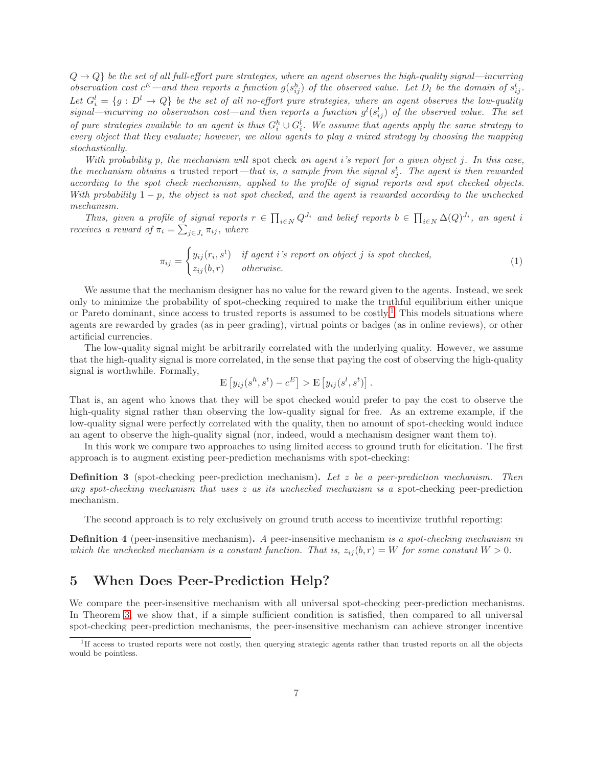$Q \to Q\}$ *be the set of all full-effort pure strategies, where an agent observes the high-quality signal—incurring observation cost* $c^E$*—and then reports a function* $g(s^h_{ij})$ *of the observed value. Let* $D_l$ *be the domain of* $s^l_{ij}$*. Let* $G^l_i = \{g : D^l \to Q\}$ *be the set of all no-effort pure strategies, where an agent observes the low-quality signal—incurring no observation cost—and then reports a function* $g^l(s^l_{ij})$ *of the observed value. The set of pure strategies available to an agent is thus* $G^h_i \cup G^l_i$*. We assume that agents apply the same strategy to every object that they evaluate; however, we allow agents to play a mixed strategy by choosing the mapping stochastically.*

*With probability* $p$*, the mechanism will* spot check *an agent* $i$*'s report for a given object* $j$*. In this case, the mechanism obtains a* trusted report*—that is, a sample from the signal* $s^t_j$*. The agent is then rewarded according to the spot check mechanism, applied to the profile of signal reports and spot checked objects. With probability* $1-p$*, the object is not spot checked, and the agent is rewarded according to the unchecked mechanism.*

*Thus, given a profile of signal reports* $r \in \prod_{i \in N} Q^{J_i}$ *and belief reports* $b \in \prod_{i \in N} \Delta(Q)^{J_i}$*, an agent* $i$ *receives a reward of* $\pi_i = \sum_{j \in J_i} \pi_{ij}$*, where*

$$\pi_{ij} = \begin{cases} y_{ij}(r_i, s^t) & \text{if agent } i\text{'s report on object } j \text{ is spot checked,} \\ z_{ij}(b, r) & \text{otherwise.} \end{cases} \tag{1}$$

We assume that the mechanism designer has no value for the reward given to the agents. Instead, we seek only to minimize the probability of spot-checking required to make the truthful equilibrium either unique or Pareto dominant, since access to trusted reports is assumed to be costly.[1] This models situations where agents are rewarded by grades (as in peer grading), virtual points or badges (as in online reviews), or other artificial currencies.

The low-quality signal might be arbitrarily correlated with the underlying quality. However, we assume that the high-quality signal is more correlated, in the sense that paying the cost of observing the high-quality signal is worthwhile. Formally,

$$\mathbb{E}\left[y_{ij}(s^h, s^t) - c^E\right] > \mathbb{E}\left[y_{ij}(s^l, s^t)\right].$$

That is, an agent who knows that they will be spot checked would prefer to pay the cost to observe the high-quality signal rather than observing the low-quality signal for free. As an extreme example, if the low-quality signal were perfectly correlated with the quality, then no amount of spot-checking would induce an agent to observe the high-quality signal (nor, indeed, would a mechanism designer want them to).

In this work we compare two approaches to using limited access to ground truth for elicitation. The first approach is to augment existing peer-prediction mechanisms with spot-checking:

**Definition 3** (spot-checking peer-prediction mechanism)**.** *Let* $z$ *be a peer-prediction mechanism. Then any spot-checking mechanism that uses* $z$ *as its unchecked mechanism is a* spot-checking peer-prediction mechanism*.*

The second approach is to rely exclusively on ground truth access to incentivize truthful reporting:

**Definition 4** (peer-insensitive mechanism)**.** *A* peer-insensitive mechanism *is a spot-checking mechanism in which the unchecked mechanism is a constant function. That is,* $z_{ij}(b, r) = W$ *for some constant* $W > 0$*.*

# 5 When Does Peer-Prediction Help?

We compare the peer-insensitive mechanism with all universal spot-checking peer-prediction mechanisms. In Theorem 3, we show that, if a simple sufficient condition is satisfied, then compared to all universal spot-checking peer-prediction mechanisms, the peer-insensitive mechanism can achieve stronger incentive

[1] If access to trusted reports were not costly, then querying strategic agents rather than trusted reports on all the objects would be pointless.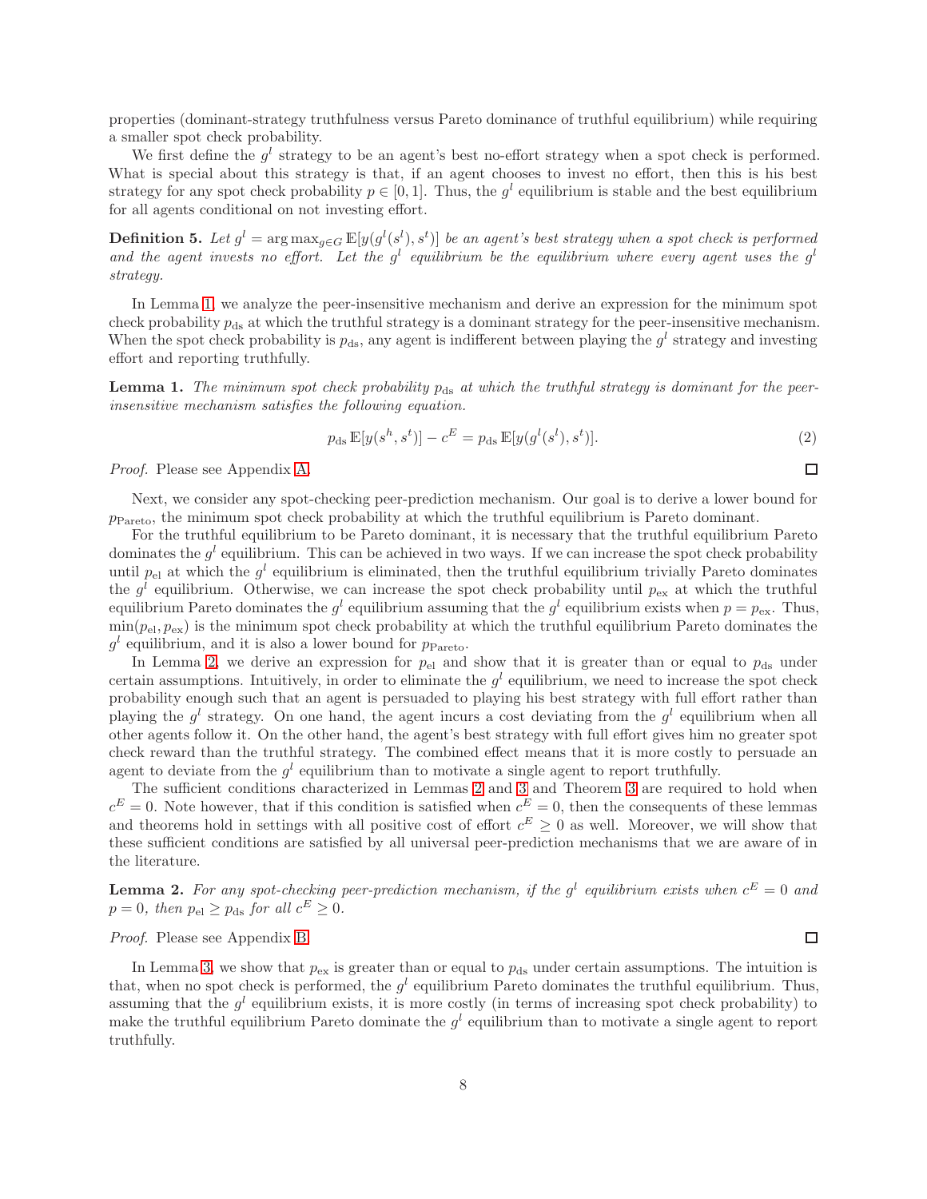properties (dominant-strategy truthfulness versus Pareto dominance of truthful equilibrium) while requiring a smaller spot check probability.

We first define the $g^l$ strategy to be an agent's best no-effort strategy when a spot check is performed. What is special about this strategy is that, if an agent chooses to invest no effort, then this is his best strategy for any spot check probability $p \in [0, 1]$. Thus, the $g^l$ equilibrium is stable and the best equilibrium for all agents conditional on not investing effort.

**Definition 5.** *Let $g^l = \arg\max_{g \in G} \mathbb{E}[y(g^l(s^l), s^t)]$ be an agent's best strategy when a spot check is performed and the agent invests no effort. Let the $g^l$ equilibrium be the equilibrium where every agent uses the $g^l$ strategy.*

In Lemma 1, we analyze the peer-insensitive mechanism and derive an expression for the minimum spot check probability $p_{\text{ds}}$ at which the truthful strategy is a dominant strategy for the peer-insensitive mechanism. When the spot check probability is $p_{\text{ds}}$, any agent is indifferent between playing the $g^l$ strategy and investing effort and reporting truthfully.

**Lemma 1.** *The minimum spot check probability $p_{\text{ds}}$ at which the truthful strategy is dominant for the peer-insensitive mechanism satisfies the following equation.*

$$p_{\text{ds}}\, \mathbb{E}[y(s^h, s^t)] - c^E = p_{\text{ds}}\, \mathbb{E}[y(g^l(s^l), s^t)]. \tag{2}$$

*Proof.* Please see Appendix A. □

Next, we consider any spot-checking peer-prediction mechanism. Our goal is to derive a lower bound for $p_{\text{Pareto}}$, the minimum spot check probability at which the truthful equilibrium is Pareto dominant.

For the truthful equilibrium to be Pareto dominant, it is necessary that the truthful equilibrium Pareto dominates the $g^l$ equilibrium. This can be achieved in two ways. If we can increase the spot check probability until $p_{\text{el}}$ at which the $g^l$ equilibrium is eliminated, then the truthful equilibrium trivially Pareto dominates the $g^l$ equilibrium. Otherwise, we can increase the spot check probability until $p_{\text{ex}}$ at which the truthful equilibrium Pareto dominates the $g^l$ equilibrium assuming that the $g^l$ equilibrium exists when $p = p_{\text{ex}}$. Thus, $\min(p_{\text{el}}, p_{\text{ex}})$ is the minimum spot check probability at which the truthful equilibrium Pareto dominates the $g^l$ equilibrium, and it is also a lower bound for $p_{\text{Pareto}}$.

In Lemma 2, we derive an expression for $p_{\text{el}}$ and show that it is greater than or equal to $p_{\text{ds}}$ under certain assumptions. Intuitively, in order to eliminate the $g^l$ equilibrium, we need to increase the spot check probability enough such that an agent is persuaded to playing his best strategy with full effort rather than playing the $g^l$ strategy. On one hand, the agent incurs a cost deviating from the $g^l$ equilibrium when all other agents follow it. On the other hand, the agent's best strategy with full effort gives him no greater spot check reward than the truthful strategy. The combined effect means that it is more costly to persuade an agent to deviate from the $g^l$ equilibrium than to motivate a single agent to report truthfully.

The sufficient conditions characterized in Lemmas 2 and 3 and Theorem 3 are required to hold when $c^E = 0$. Note however, that if this condition is satisfied when $c^E = 0$, then the consequents of these lemmas and theorems hold in settings with all positive cost of effort $c^E \geq 0$ as well. Moreover, we will show that these sufficient conditions are satisfied by all universal peer-prediction mechanisms that we are aware of in the literature.

**Lemma 2.** *For any spot-checking peer-prediction mechanism, if the $g^l$ equilibrium exists when $c^E = 0$ and $p = 0$, then $p_{\text{el}} \geq p_{\text{ds}}$ for all $c^E \geq 0$.*

*Proof.* Please see Appendix B. □

In Lemma 3, we show that $p_{\text{ex}}$ is greater than or equal to $p_{\text{ds}}$ under certain assumptions. The intuition is that, when no spot check is performed, the $g^l$ equilibrium Pareto dominates the truthful equilibrium. Thus, assuming that the $g^l$ equilibrium exists, it is more costly (in terms of increasing spot check probability) to make the truthful equilibrium Pareto dominate the $g^l$ equilibrium than to motivate a single agent to report truthfully.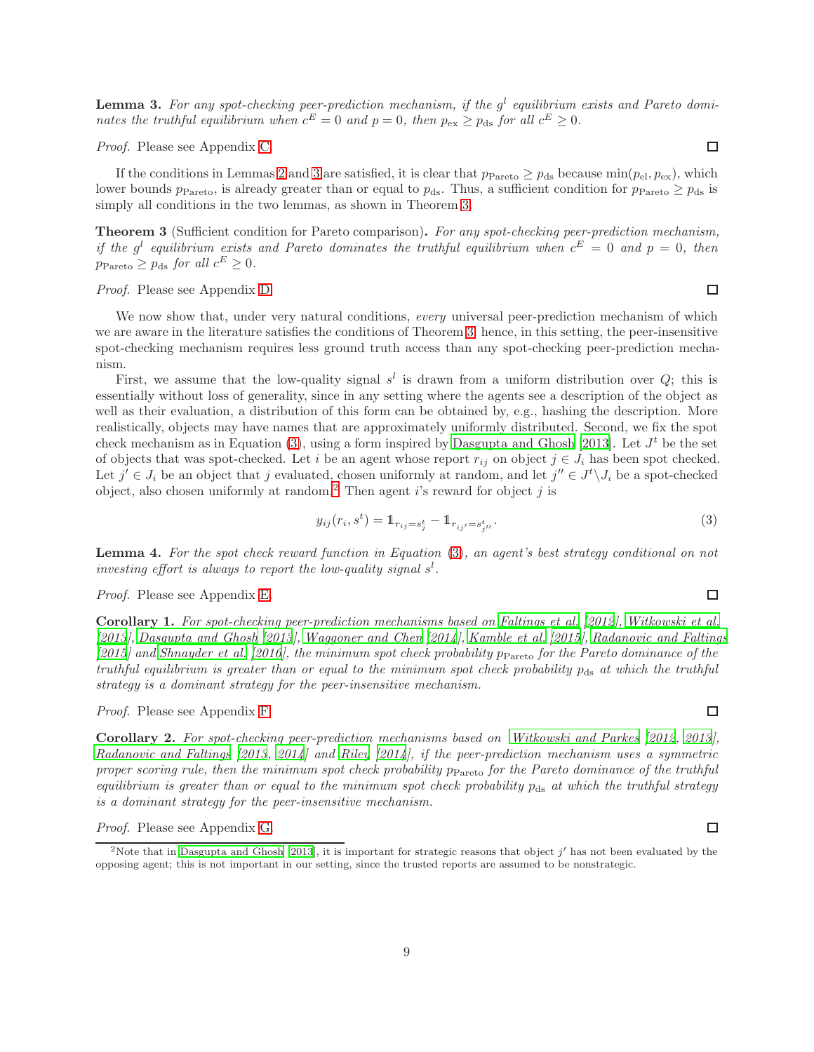**Lemma 3.** *For any spot-checking peer-prediction mechanism, if the $g^l$ equilibrium exists and Pareto dominates the truthful equilibrium when $c^E = 0$ and $p = 0$, then $p_{\text{ex}} \geq p_{\text{ds}}$ for all $c^E \geq 0$.*

*Proof.* Please see Appendix C. □

If the conditions in Lemmas 2 and 3 are satisfied, it is clear that $p_{\text{Pareto}} \geq p_{\text{ds}}$ because $\min(p_{\text{el}}, p_{\text{ex}})$, which lower bounds $p_{\text{Pareto}}$, is already greater than or equal to $p_{\text{ds}}$. Thus, a sufficient condition for $p_{\text{Pareto}} \geq p_{\text{ds}}$ is simply all conditions in the two lemmas, as shown in Theorem 3.

**Theorem 3** (Sufficient condition for Pareto comparison)**.** *For any spot-checking peer-prediction mechanism, if the $g^l$ equilibrium exists and Pareto dominates the truthful equilibrium when $c^E = 0$ and $p = 0$, then $p_{\text{Pareto}} \geq p_{\text{ds}}$ for all $c^E \geq 0$.*

*Proof.* Please see Appendix D. □

We now show that, under very natural conditions, *every* universal peer-prediction mechanism of which we are aware in the literature satisfies the conditions of Theorem 3; hence, in this setting, the peer-insensitive spot-checking mechanism requires less ground truth access than any spot-checking peer-prediction mechanism.

First, we assume that the low-quality signal $s^l$ is drawn from a uniform distribution over $Q$; this is essentially without loss of generality, since in any setting where the agents see a description of the object as well as their evaluation, a distribution of this form can be obtained by, e.g., hashing the description. More realistically, objects may have names that are approximately uniformly distributed. Second, we fix the spot check mechanism as in Equation (3), using a form inspired by Dasgupta and Ghosh [2013]. Let $J^t$ be the set of objects that was spot-checked. Let $i$ be an agent whose report $r_{ij}$ on object $j \in J_i$ has been spot checked. Let $j' \in J_i$ be an object that $j$ evaluated, chosen uniformly at random, and let $j'' \in J^t \backslash J_i$ be a spot-checked object, also chosen uniformly at random.[2] Then agent $i$'s reward for object $j$ is

$$y_{ij}(r_i, s^t) = \mathbb{1}_{r_{ij} = s^t_j} - \mathbb{1}_{r_{ij'} = s^t_{j''}}. \tag{3}$$

**Lemma 4.** *For the spot check reward function in Equation (3), an agent's best strategy conditional on not investing effort is always to report the low-quality signal $s^l$.*

*Proof.* Please see Appendix E. □

**Corollary 1.** *For spot-checking peer-prediction mechanisms based on Faltings et al. [2012], Witkowski et al. [2013], Dasgupta and Ghosh [2013], Waggoner and Chen [2014], Kamble et al. [2015], Radanovic and Faltings [2015] and Shnayder et al. [2016], the minimum spot check probability $p_{\text{Pareto}}$ for the Pareto dominance of the truthful equilibrium is greater than or equal to the minimum spot check probability $p_{\text{ds}}$ at which the truthful strategy is a dominant strategy for the peer-insensitive mechanism.*

*Proof.* Please see Appendix F. □

**Corollary 2.** *For spot-checking peer-prediction mechanisms based on Witkowski and Parkes [2012, 2013], Radanovic and Faltings [2013, 2014] and Riley [2014], if the peer-prediction mechanism uses a symmetric proper scoring rule, then the minimum spot check probability $p_{\text{Pareto}}$ for the Pareto dominance of the truthful equilibrium is greater than or equal to the minimum spot check probability $p_{\text{ds}}$ at which the truthful strategy is a dominant strategy for the peer-insensitive mechanism.*

*Proof.* Please see Appendix G. □

[2] Note that in Dasgupta and Ghosh [2013], it is important for strategic reasons that object $j'$ has not been evaluated by the opposing agent; this is not important in our setting, since the trusted reports are assumed to be nonstrategic.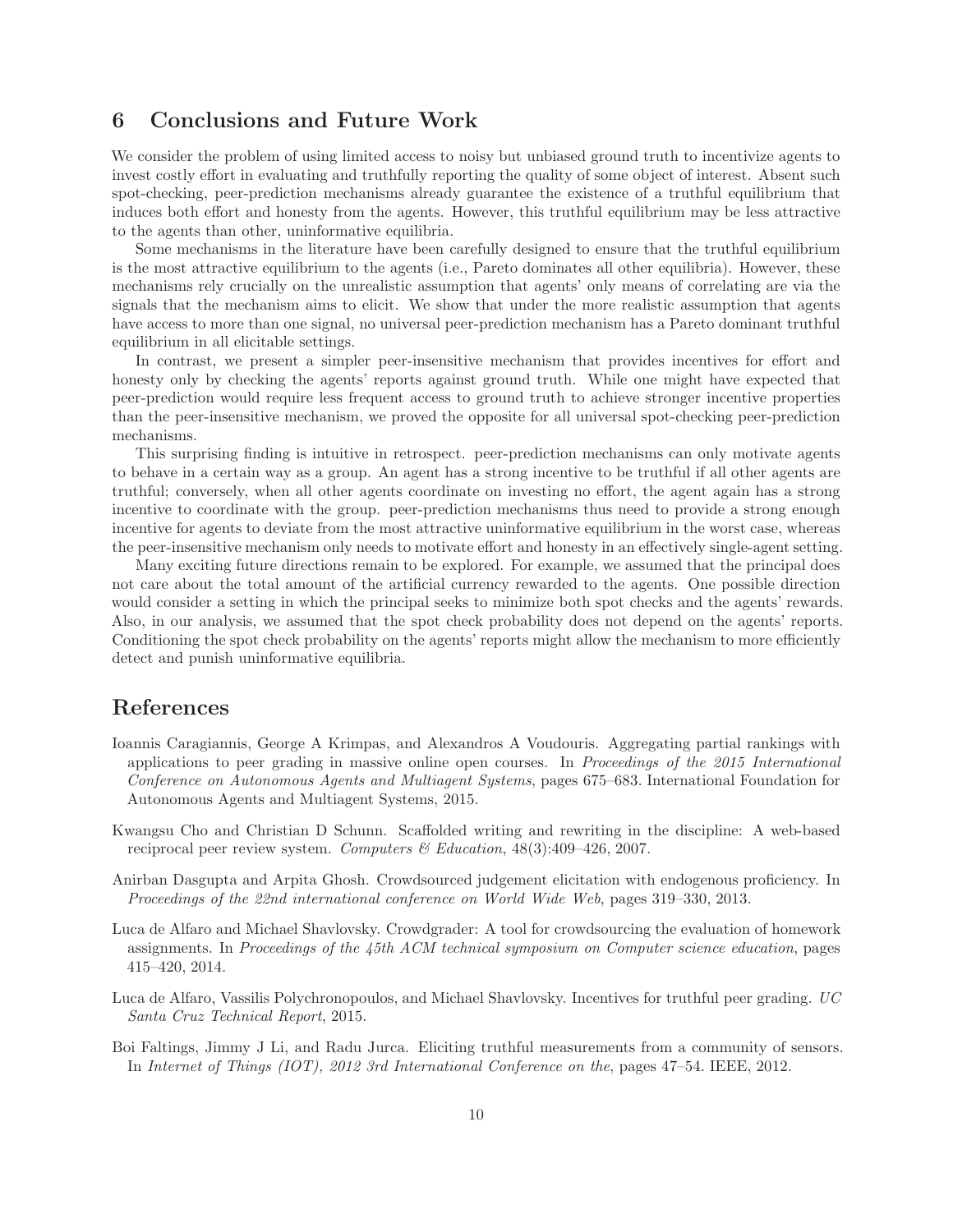## 6 Conclusions and Future Work

We consider the problem of using limited access to noisy but unbiased ground truth to incentivize agents to invest costly effort in evaluating and truthfully reporting the quality of some object of interest. Absent such spot-checking, peer-prediction mechanisms already guarantee the existence of a truthful equilibrium that induces both effort and honesty from the agents. However, this truthful equilibrium may be less attractive to the agents than other, uninformative equilibria.

Some mechanisms in the literature have been carefully designed to ensure that the truthful equilibrium is the most attractive equilibrium to the agents (i.e., Pareto dominates all other equilibria). However, these mechanisms rely crucially on the unrealistic assumption that agents' only means of correlating are via the signals that the mechanism aims to elicit. We show that under the more realistic assumption that agents have access to more than one signal, no universal peer-prediction mechanism has a Pareto dominant truthful equilibrium in all elicitable settings.

In contrast, we present a simpler peer-insensitive mechanism that provides incentives for effort and honesty only by checking the agents' reports against ground truth. While one might have expected that peer-prediction would require less frequent access to ground truth to achieve stronger incentive properties than the peer-insensitive mechanism, we proved the opposite for all universal spot-checking peer-prediction mechanisms.

This surprising finding is intuitive in retrospect. peer-prediction mechanisms can only motivate agents to behave in a certain way as a group. An agent has a strong incentive to be truthful if all other agents are truthful; conversely, when all other agents coordinate on investing no effort, the agent again has a strong incentive to coordinate with the group. peer-prediction mechanisms thus need to provide a strong enough incentive for agents to deviate from the most attractive uninformative equilibrium in the worst case, whereas the peer-insensitive mechanism only needs to motivate effort and honesty in an effectively single-agent setting.

Many exciting future directions remain to be explored. For example, we assumed that the principal does not care about the total amount of the artificial currency rewarded to the agents. One possible direction would consider a setting in which the principal seeks to minimize both spot checks and the agents' rewards. Also, in our analysis, we assumed that the spot check probability does not depend on the agents' reports. Conditioning the spot check probability on the agents' reports might allow the mechanism to more efficiently detect and punish uninformative equilibria.

## References

Ioannis Caragiannis, George A Krimpas, and Alexandros A Voudouris. Aggregating partial rankings with applications to peer grading in massive online open courses. In *Proceedings of the 2015 International Conference on Autonomous Agents and Multiagent Systems*, pages 675–683. International Foundation for Autonomous Agents and Multiagent Systems, 2015.

Kwangsu Cho and Christian D Schunn. Scaffolded writing and rewriting in the discipline: A web-based reciprocal peer review system. *Computers & Education*, 48(3):409–426, 2007.

Anirban Dasgupta and Arpita Ghosh. Crowdsourced judgement elicitation with endogenous proficiency. In *Proceedings of the 22nd international conference on World Wide Web*, pages 319–330, 2013.

Luca de Alfaro and Michael Shavlovsky. Crowdgrader: A tool for crowdsourcing the evaluation of homework assignments. In *Proceedings of the 45th ACM technical symposium on Computer science education*, pages 415–420, 2014.

Luca de Alfaro, Vassilis Polychronopoulos, and Michael Shavlovsky. Incentives for truthful peer grading. *UC Santa Cruz Technical Report*, 2015.

Boi Faltings, Jimmy J Li, and Radu Jurca. Eliciting truthful measurements from a community of sensors. In *Internet of Things (IOT), 2012 3rd International Conference on the*, pages 47–54. IEEE, 2012.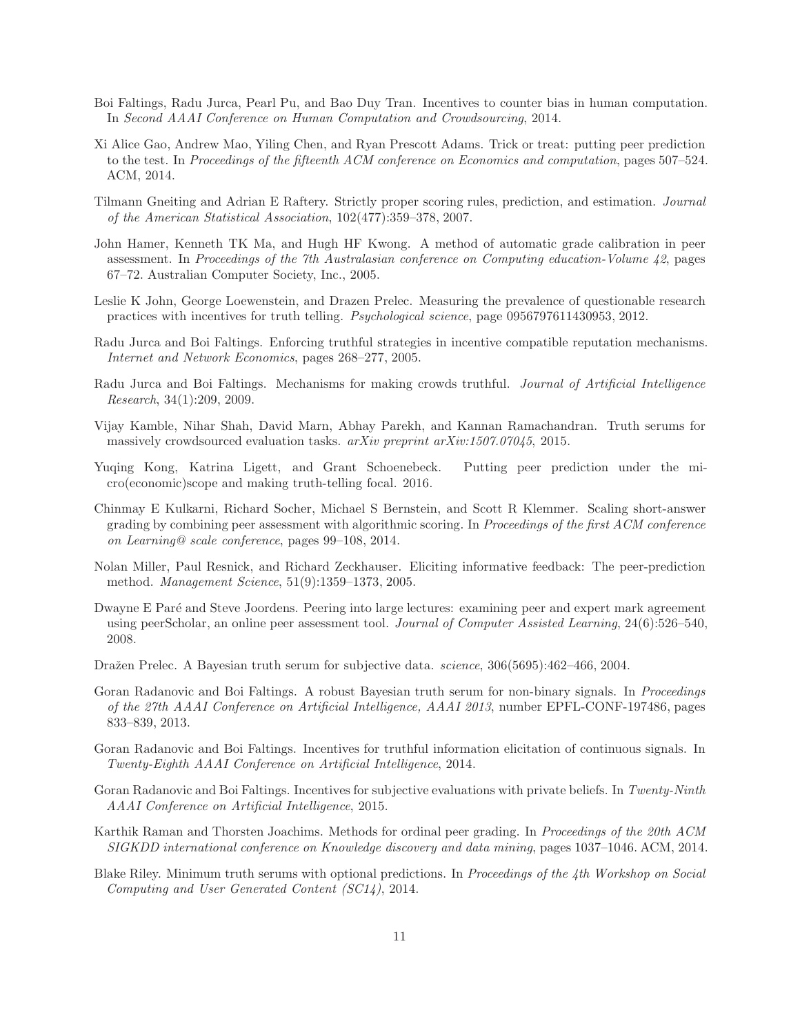Boi Faltings, Radu Jurca, Pearl Pu, and Bao Duy Tran. Incentives to counter bias in human computation. In *Second AAAI Conference on Human Computation and Crowdsourcing*, 2014.

Xi Alice Gao, Andrew Mao, Yiling Chen, and Ryan Prescott Adams. Trick or treat: putting peer prediction to the test. In *Proceedings of the fifteenth ACM conference on Economics and computation*, pages 507–524. ACM, 2014.

Tilmann Gneiting and Adrian E Raftery. Strictly proper scoring rules, prediction, and estimation. *Journal of the American Statistical Association*, 102(477):359–378, 2007.

John Hamer, Kenneth TK Ma, and Hugh HF Kwong. A method of automatic grade calibration in peer assessment. In *Proceedings of the 7th Australasian conference on Computing education-Volume 42*, pages 67–72. Australian Computer Society, Inc., 2005.

Leslie K John, George Loewenstein, and Drazen Prelec. Measuring the prevalence of questionable research practices with incentives for truth telling. *Psychological science*, page 0956797611430953, 2012.

Radu Jurca and Boi Faltings. Enforcing truthful strategies in incentive compatible reputation mechanisms. *Internet and Network Economics*, pages 268–277, 2005.

Radu Jurca and Boi Faltings. Mechanisms for making crowds truthful. *Journal of Artificial Intelligence Research*, 34(1):209, 2009.

Vijay Kamble, Nihar Shah, David Marn, Abhay Parekh, and Kannan Ramachandran. Truth serums for massively crowdsourced evaluation tasks. *arXiv preprint arXiv:1507.07045*, 2015.

Yuqing Kong, Katrina Ligett, and Grant Schoenebeck. Putting peer prediction under the micro(economic)scope and making truth-telling focal. 2016.

Chinmay E Kulkarni, Richard Socher, Michael S Bernstein, and Scott R Klemmer. Scaling short-answer grading by combining peer assessment with algorithmic scoring. In *Proceedings of the first ACM conference on Learning@ scale conference*, pages 99–108, 2014.

Nolan Miller, Paul Resnick, and Richard Zeckhauser. Eliciting informative feedback: The peer-prediction method. *Management Science*, 51(9):1359–1373, 2005.

Dwayne E Paré and Steve Joordens. Peering into large lectures: examining peer and expert mark agreement using peerScholar, an online peer assessment tool. *Journal of Computer Assisted Learning*, 24(6):526–540, 2008.

Dražen Prelec. A Bayesian truth serum for subjective data. *science*, 306(5695):462–466, 2004.

Goran Radanovic and Boi Faltings. A robust Bayesian truth serum for non-binary signals. In *Proceedings of the 27th AAAI Conference on Artificial Intelligence, AAAI 2013*, number EPFL-CONF-197486, pages 833–839, 2013.

Goran Radanovic and Boi Faltings. Incentives for truthful information elicitation of continuous signals. In *Twenty-Eighth AAAI Conference on Artificial Intelligence*, 2014.

Goran Radanovic and Boi Faltings. Incentives for subjective evaluations with private beliefs. In *Twenty-Ninth AAAI Conference on Artificial Intelligence*, 2015.

Karthik Raman and Thorsten Joachims. Methods for ordinal peer grading. In *Proceedings of the 20th ACM SIGKDD international conference on Knowledge discovery and data mining*, pages 1037–1046. ACM, 2014.

Blake Riley. Minimum truth serums with optional predictions. In *Proceedings of the 4th Workshop on Social Computing and User Generated Content (SC14)*, 2014.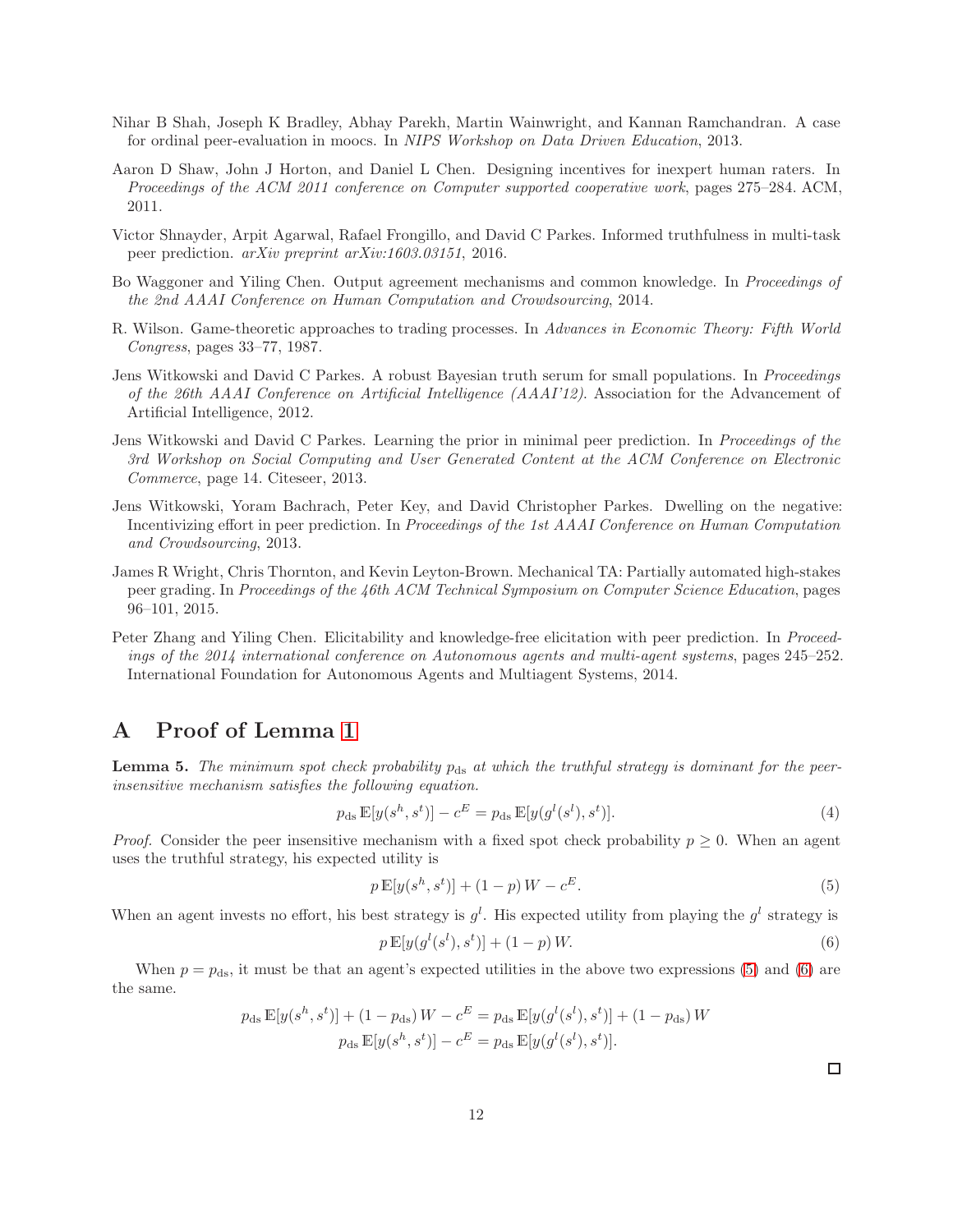Nihar B Shah, Joseph K Bradley, Abhay Parekh, Martin Wainwright, and Kannan Ramchandran. A case for ordinal peer-evaluation in moocs. In *NIPS Workshop on Data Driven Education*, 2013.

Aaron D Shaw, John J Horton, and Daniel L Chen. Designing incentives for inexpert human raters. In *Proceedings of the ACM 2011 conference on Computer supported cooperative work*, pages 275–284. ACM, 2011.

Victor Shnayder, Arpit Agarwal, Rafael Frongillo, and David C Parkes. Informed truthfulness in multi-task peer prediction. *arXiv preprint arXiv:1603.03151*, 2016.

Bo Waggoner and Yiling Chen. Output agreement mechanisms and common knowledge. In *Proceedings of the 2nd AAAI Conference on Human Computation and Crowdsourcing*, 2014.

R. Wilson. Game-theoretic approaches to trading processes. In *Advances in Economic Theory: Fifth World Congress*, pages 33–77, 1987.

Jens Witkowski and David C Parkes. A robust Bayesian truth serum for small populations. In *Proceedings of the 26th AAAI Conference on Artificial Intelligence (AAAI'12)*. Association for the Advancement of Artificial Intelligence, 2012.

Jens Witkowski and David C Parkes. Learning the prior in minimal peer prediction. In *Proceedings of the 3rd Workshop on Social Computing and User Generated Content at the ACM Conference on Electronic Commerce*, page 14. Citeseer, 2013.

Jens Witkowski, Yoram Bachrach, Peter Key, and David Christopher Parkes. Dwelling on the negative: Incentivizing effort in peer prediction. In *Proceedings of the 1st AAAI Conference on Human Computation and Crowdsourcing*, 2013.

James R Wright, Chris Thornton, and Kevin Leyton-Brown. Mechanical TA: Partially automated high-stakes peer grading. In *Proceedings of the 46th ACM Technical Symposium on Computer Science Education*, pages 96–101, 2015.

Peter Zhang and Yiling Chen. Elicitability and knowledge-free elicitation with peer prediction. In *Proceedings of the 2014 international conference on Autonomous agents and multi-agent systems*, pages 245–252. International Foundation for Autonomous Agents and Multiagent Systems, 2014.

# A Proof of Lemma 1

**Lemma 5.** *The minimum spot check probability $p_{\text{ds}}$ at which the truthful strategy is dominant for the peer-insensitive mechanism satisfies the following equation.*

$$p_{\text{ds}}\,\mathbb{E}[y(s^h, s^t)] - c^E = p_{\text{ds}}\,\mathbb{E}[y(g^l(s^l), s^t)]. \tag{4}$$

*Proof.* Consider the peer insensitive mechanism with a fixed spot check probability $p \geq 0$. When an agent uses the truthful strategy, his expected utility is

$$p\,\mathbb{E}[y(s^h, s^t)] + (1-p)\,W - c^E. \tag{5}$$

When an agent invests no effort, his best strategy is $g^l$. His expected utility from playing the $g^l$ strategy is

$$p\,\mathbb{E}[y(g^l(s^l), s^t)] + (1-p)\,W. \tag{6}$$

When $p = p_{\text{ds}}$, it must be that an agent's expected utilities in the above two expressions (5) and (6) are the same.

$$p_{\text{ds}}\,\mathbb{E}[y(s^h, s^t)] + (1-p_{\text{ds}})\,W - c^E = p_{\text{ds}}\,\mathbb{E}[y(g^l(s^l), s^t)] + (1-p_{\text{ds}})\,W$$
$$p_{\text{ds}}\,\mathbb{E}[y(s^h, s^t)] - c^E = p_{\text{ds}}\,\mathbb{E}[y(g^l(s^l), s^t)].$$

□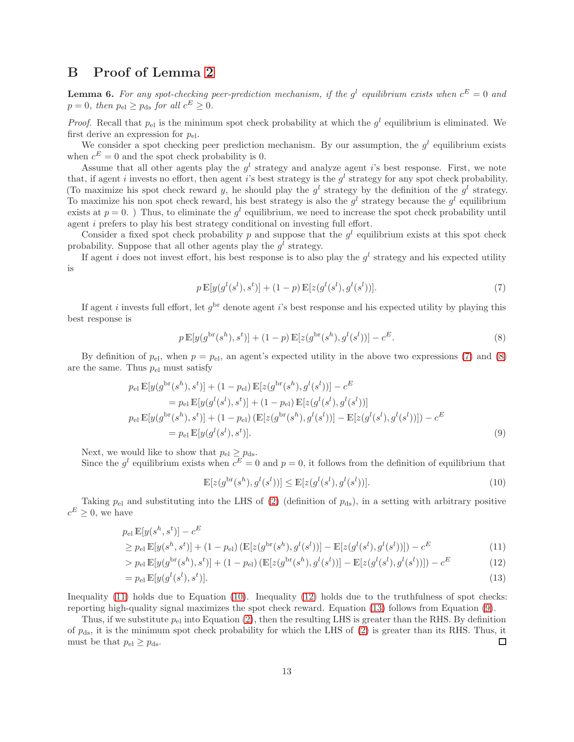# B Proof of Lemma 2

**Lemma 6.** *For any spot-checking peer-prediction mechanism, if the $g^l$ equilibrium exists when $c^E = 0$ and $p = 0$, then $p_{\text{el}} \geq p_{\text{ds}}$ for all $c^E \geq 0$.*

*Proof.* Recall that $p_{\text{el}}$ is the minimum spot check probability at which the $g^l$ equilibrium is eliminated. We first derive an expression for $p_{\text{el}}$.

We consider a spot checking peer prediction mechanism. By our assumption, the $g^l$ equilibrium exists when $c^E = 0$ and the spot check probability is 0.

Assume that all other agents play the $g^l$ strategy and analyze agent $i$'s best response. First, we note that, if agent $i$ invests no effort, then agent $i$'s best strategy is the $g^l$ strategy for any spot check probability. (To maximize his spot check reward $y$, he should play the $g^l$ strategy by the definition of the $g^l$ strategy. To maximize his non spot check reward, his best strategy is also the $g^l$ strategy because the $g^l$ equilibrium exists at $p = 0$. ) Thus, to eliminate the $g^l$ equilibrium, we need to increase the spot check probability until agent $i$ prefers to play his best strategy conditional on investing full effort.

Consider a fixed spot check probability $p$ and suppose that the $g^l$ equilibrium exists at this spot check probability. Suppose that all other agents play the $g^l$ strategy.

If agent $i$ does not invest effort, his best response is to also play the $g^l$ strategy and his expected utility is

$$p\,\mathbb{E}[y(g^l(s^l), s^t)] + (1-p)\,\mathbb{E}[z(g^l(s^l), g^l(s^l))]. \tag{7}$$

If agent $i$ invests full effort, let $g^{\text{br}}$ denote agent $i$'s best response and his expected utility by playing this best response is

$$p\,\mathbb{E}[y(g^{\text{br}}(s^h), s^t)] + (1-p)\,\mathbb{E}[z(g^{\text{br}}(s^h), g^l(s^l))] - c^E. \tag{8}$$

By definition of $p_{\text{el}}$, when $p = p_{\text{el}}$, an agent's expected utility in the above two expressions (7) and (8) are the same. Thus $p_{\text{el}}$ must satisfy

$$\begin{aligned}
&p_{\text{el}}\,\mathbb{E}[y(g^{\text{br}}(s^h), s^t)] + (1-p_{\text{el}})\,\mathbb{E}[z(g^{\text{br}}(s^h), g^l(s^l))] - c^E \\
&\quad = p_{\text{el}}\,\mathbb{E}[y(g^l(s^l), s^t)] + (1-p_{\text{el}})\,\mathbb{E}[z(g^l(s^l), g^l(s^l))] \\
&p_{\text{el}}\,\mathbb{E}[y(g^{\text{br}}(s^h), s^t)] + (1-p_{\text{el}})\,(\mathbb{E}[z(g^{\text{br}}(s^h), g^l(s^l))] - \mathbb{E}[z(g^l(s^l), g^l(s^l))]) - c^E \\
&\quad = p_{\text{el}}\,\mathbb{E}[y(g^l(s^l), s^t)].
\end{aligned} \tag{9}$$

Next, we would like to show that $p_{\text{el}} \geq p_{\text{ds}}$.

Since the $g^l$ equilibrium exists when $c^E = 0$ and $p = 0$, it follows from the definition of equilibrium that

$$\mathbb{E}[z(g^{\text{br}}(s^h), g^l(s^l))] \leq \mathbb{E}[z(g^l(s^l), g^l(s^l))]. \tag{10}$$

Taking $p_{\text{el}}$ and substituting into the LHS of (2) (definition of $p_{\text{ds}}$), in a setting with arbitrary positive $c^E \geq 0$, we have

$$\begin{aligned}
&p_{\text{el}}\,\mathbb{E}[y(s^h, s^t)] - c^E \\
&\geq p_{\text{el}}\,\mathbb{E}[y(s^h, s^t)] + (1-p_{\text{el}})\,(\mathbb{E}[z(g^{\text{br}}(s^h), g^l(s^l))] - \mathbb{E}[z(g^l(s^l), g^l(s^l))]) - c^E &(11)\\
&> p_{\text{el}}\,\mathbb{E}[y(g^{\text{br}}(s^h), s^t)] + (1-p_{\text{el}})\,(\mathbb{E}[z(g^{\text{br}}(s^h), g^l(s^l))] - \mathbb{E}[z(g^l(s^l), g^l(s^l))]) - c^E &(12)\\
&= p_{\text{el}}\,\mathbb{E}[y(g^l(s^l), s^t)]. &(13)
\end{aligned}$$

Inequality (11) holds due to Equation (10). Inequality (12) holds due to the truthfulness of spot checks: reporting high-quality signal maximizes the spot check reward. Equation (13) follows from Equation (9).

Thus, if we substitute $p_{\text{el}}$ into Equation (2), then the resulting LHS is greater than the RHS. By definition of $p_{\text{ds}}$, it is the minimum spot check probability for which the LHS of (2) is greater than its RHS. Thus, it must be that $p_{\text{el}} \geq p_{\text{ds}}$. □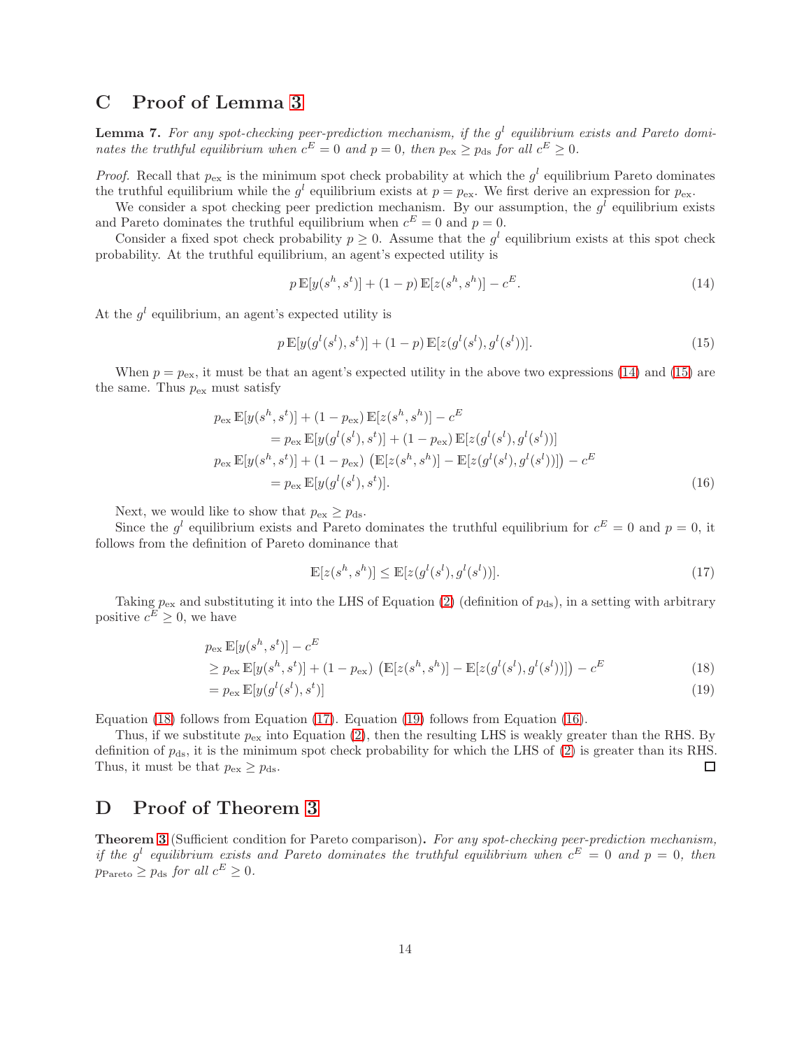# C Proof of Lemma 3

**Lemma 7.** *For any spot-checking peer-prediction mechanism, if the $g^l$ equilibrium exists and Pareto dominates the truthful equilibrium when $c^E = 0$ and $p = 0$, then $p_{\text{ex}} \geq p_{\text{ds}}$ for all $c^E \geq 0$.*

*Proof.* Recall that $p_{\text{ex}}$ is the minimum spot check probability at which the $g^l$ equilibrium Pareto dominates the truthful equilibrium while the $g^l$ equilibrium exists at $p = p_{\text{ex}}$. We first derive an expression for $p_{\text{ex}}$.

We consider a spot checking peer prediction mechanism. By our assumption, the $g^l$ equilibrium exists and Pareto dominates the truthful equilibrium when $c^E = 0$ and $p = 0$.

Consider a fixed spot check probability $p \geq 0$. Assume that the $g^l$ equilibrium exists at this spot check probability. At the truthful equilibrium, an agent's expected utility is

$$p\,\mathbb{E}[y(s^h, s^t)] + (1-p)\,\mathbb{E}[z(s^h, s^h)] - c^E. \tag{14}$$

At the $g^l$ equilibrium, an agent's expected utility is

$$p\,\mathbb{E}[y(g^l(s^l), s^t)] + (1-p)\,\mathbb{E}[z(g^l(s^l), g^l(s^l))]. \tag{15}$$

When $p = p_{\text{ex}}$, it must be that an agent's expected utility in the above two expressions (14) and (15) are the same. Thus $p_{\text{ex}}$ must satisfy

$$\begin{aligned}
&p_{\text{ex}}\,\mathbb{E}[y(s^h, s^t)] + (1-p_{\text{ex}})\,\mathbb{E}[z(s^h, s^h)] - c^E \\
&\quad = p_{\text{ex}}\,\mathbb{E}[y(g^l(s^l), s^t)] + (1-p_{\text{ex}})\,\mathbb{E}[z(g^l(s^l), g^l(s^l))] \\
&p_{\text{ex}}\,\mathbb{E}[y(s^h, s^t)] + (1-p_{\text{ex}})\,\left(\mathbb{E}[z(s^h, s^h)] - \mathbb{E}[z(g^l(s^l), g^l(s^l))]\right) - c^E \\
&\quad = p_{\text{ex}}\,\mathbb{E}[y(g^l(s^l), s^t)].
\end{aligned} \tag{16}$$

Next, we would like to show that $p_{\text{ex}} \geq p_{\text{ds}}$.

Since the $g^l$ equilibrium exists and Pareto dominates the truthful equilibrium for $c^E = 0$ and $p = 0$, it follows from the definition of Pareto dominance that

$$\mathbb{E}[z(s^h, s^h)] \leq \mathbb{E}[z(g^l(s^l), g^l(s^l))]. \tag{17}$$

Taking $p_{\text{ex}}$ and substituting it into the LHS of Equation (2) (definition of $p_{\text{ds}}$), in a setting with arbitrary positive $c^E \geq 0$, we have

$$\begin{aligned}
&p_{\text{ex}}\,\mathbb{E}[y(s^h, s^t)] - c^E \\
&\geq p_{\text{ex}}\,\mathbb{E}[y(s^h, s^t)] + (1-p_{\text{ex}})\,\left(\mathbb{E}[z(s^h, s^h)] - \mathbb{E}[z(g^l(s^l), g^l(s^l))]\right) - c^E && (18) \\
&= p_{\text{ex}}\,\mathbb{E}[y(g^l(s^l), s^t)] && (19)
\end{aligned}$$

Equation (18) follows from Equation (17). Equation (19) follows from Equation (16).

Thus, if we substitute $p_{\text{ex}}$ into Equation (2), then the resulting LHS is weakly greater than the RHS. By definition of $p_{\text{ds}}$, it is the minimum spot check probability for which the LHS of (2) is greater than its RHS. Thus, it must be that $p_{\text{ex}} \geq p_{\text{ds}}$. □

# D Proof of Theorem 3

**Theorem 3** (Sufficient condition for Pareto comparison)**.** *For any spot-checking peer-prediction mechanism, if the $g^l$ equilibrium exists and Pareto dominates the truthful equilibrium when $c^E = 0$ and $p = 0$, then $p_{\text{Pareto}} \geq p_{\text{ds}}$ for all $c^E \geq 0$.*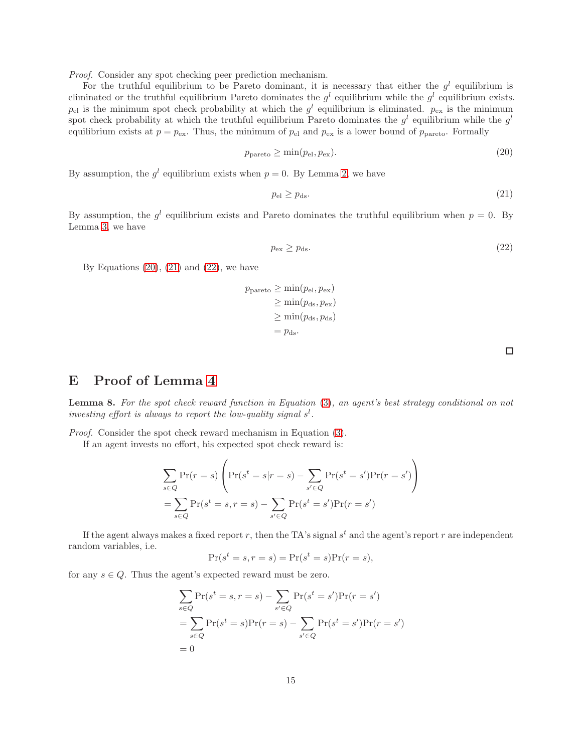*Proof.* Consider any spot checking peer prediction mechanism.

For the truthful equilibrium to be Pareto dominant, it is necessary that either the $g^l$ equilibrium is eliminated or the truthful equilibrium Pareto dominates the $g^l$ equilibrium while the $g^l$ equilibrium exists. $p_{\text{el}}$ is the minimum spot check probability at which the $g^l$ equilibrium is eliminated. $p_{\text{ex}}$ is the minimum spot check probability at which the truthful equilibrium Pareto dominates the $g^l$ equilibrium while the $g^l$ equilibrium exists at $p = p_{\text{ex}}$. Thus, the minimum of $p_{\text{el}}$ and $p_{\text{ex}}$ is a lower bound of $p_{\text{pareto}}$. Formally

$$p_{\text{pareto}} \geq \min(p_{\text{el}}, p_{\text{ex}}). \tag{20}$$

By assumption, the $g^l$ equilibrium exists when $p = 0$. By Lemma 2, we have

$$p_{\text{el}} \geq p_{\text{ds}}. \tag{21}$$

By assumption, the $g^l$ equilibrium exists and Pareto dominates the truthful equilibrium when $p = 0$. By Lemma 3, we have

$$p_{\text{ex}} \geq p_{\text{ds}}. \tag{22}$$

By Equations (20), (21) and (22), we have

$$\begin{aligned}
p_{\text{pareto}} &\geq \min(p_{\text{el}}, p_{\text{ex}}) \\
&\geq \min(p_{\text{ds}}, p_{\text{ex}}) \\
&\geq \min(p_{\text{ds}}, p_{\text{ds}}) \\
&= p_{\text{ds}}.
\end{aligned}$$

□

# E Proof of Lemma 4

**Lemma 8.** *For the spot check reward function in Equation (3), an agent's best strategy conditional on not investing effort is always to report the low-quality signal $s^l$.*

*Proof.* Consider the spot check reward mechanism in Equation (3).

If an agent invests no effort, his expected spot check reward is:

$$\begin{aligned}
&\sum_{s \in Q} \Pr(r = s) \left( \Pr(s^t = s | r = s) - \sum_{s' \in Q} \Pr(s^t = s') \Pr(r = s') \right) \\
&= \sum_{s \in Q} \Pr(s^t = s, r = s) - \sum_{s' \in Q} \Pr(s^t = s') \Pr(r = s')
\end{aligned}$$

If the agent always makes a fixed report $r$, then the TA's signal $s^t$ and the agent's report $r$ are independent random variables, i.e.

$$\Pr(s^t = s, r = s) = \Pr(s^t = s) \Pr(r = s),$$

for any $s \in Q$. Thus the agent's expected reward must be zero.

$$\begin{aligned}
&\sum_{s \in Q} \Pr(s^t = s, r = s) - \sum_{s' \in Q} \Pr(s^t = s') \Pr(r = s') \\
&= \sum_{s \in Q} \Pr(s^t = s) \Pr(r = s) - \sum_{s' \in Q} \Pr(s^t = s') \Pr(r = s') \\
&= 0
\end{aligned}$$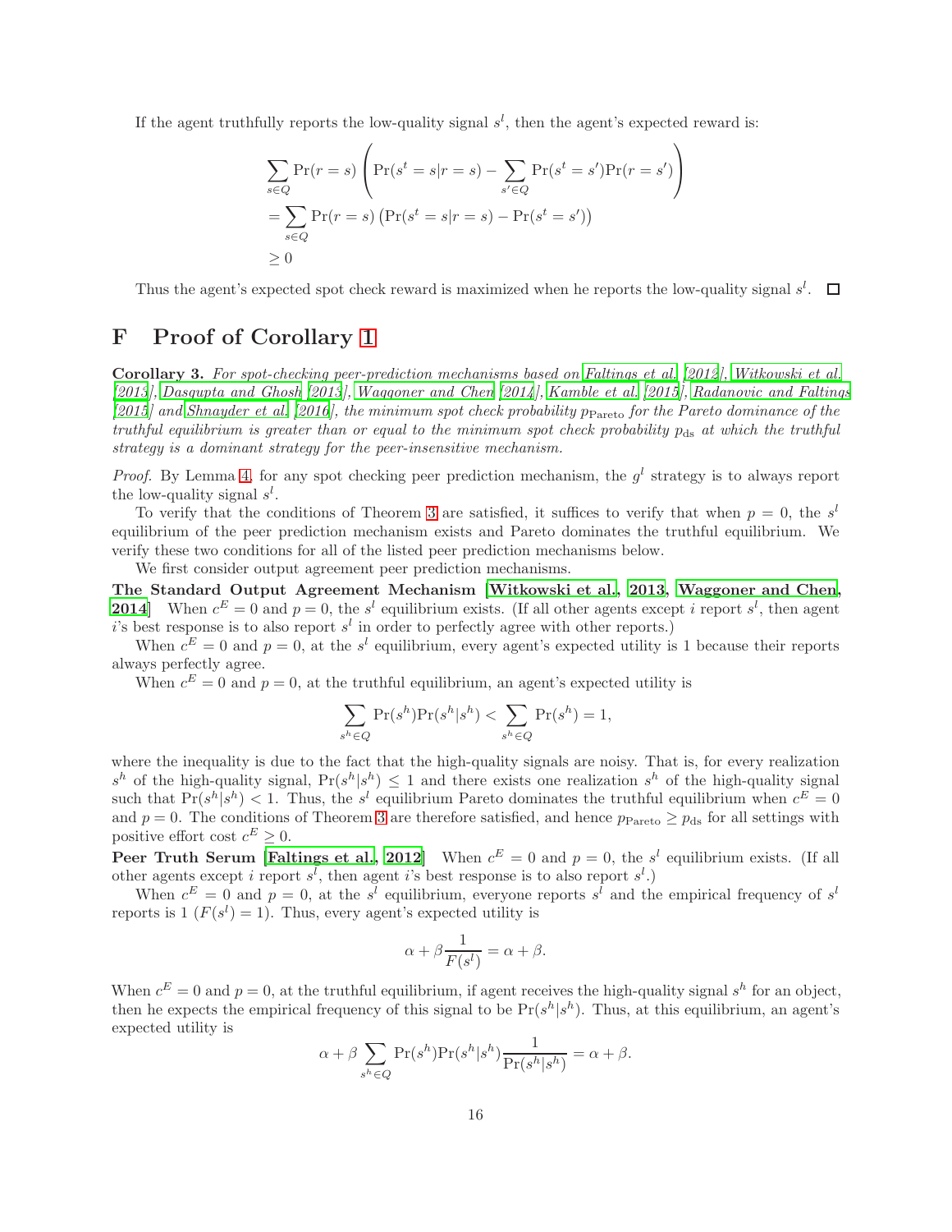If the agent truthfully reports the low-quality signal $s^l$, then the agent's expected reward is:

$$
\begin{aligned}
&\sum_{s \in Q} \Pr(r = s) \left( \Pr(s^t = s | r = s) - \sum_{s' \in Q} \Pr(s^t = s') \Pr(r = s') \right) \\
&= \sum_{s \in Q} \Pr(r = s) \left( \Pr(s^t = s | r = s) - \Pr(s^t = s') \right) \\
&\geq 0
\end{aligned}
$$

Thus the agent's expected spot check reward is maximized when he reports the low-quality signal $s^l$. □

# F Proof of Corollary 1

**Corollary 3.** *For spot-checking peer-prediction mechanisms based on Faltings et al. [2012], Witkowski et al. [2013], Dasgupta and Ghosh [2013], Waggoner and Chen [2014], Kamble et al. [2015], Radanovic and Faltings [2015] and Shnayder et al. [2016], the minimum spot check probability $p_{\text{Pareto}}$ for the Pareto dominance of the truthful equilibrium is greater than or equal to the minimum spot check probability $p_{\text{ds}}$ at which the truthful strategy is a dominant strategy for the peer-insensitive mechanism.*

*Proof.* By Lemma 4, for any spot checking peer prediction mechanism, the $g^l$ strategy is to always report the low-quality signal $s^l$.

To verify that the conditions of Theorem 3 are satisfied, it suffices to verify that when $p = 0$, the $s^l$ equilibrium of the peer prediction mechanism exists and Pareto dominates the truthful equilibrium. We verify these two conditions for all of the listed peer prediction mechanisms below.

We first consider output agreement peer prediction mechanisms.

**The Standard Output Agreement Mechanism [Witkowski et al., 2013, Waggoner and Chen, 2014]** When $c^E = 0$ and $p = 0$, the $s^l$ equilibrium exists. (If all other agents except $i$ report $s^l$, then agent $i$'s best response is to also report $s^l$ in order to perfectly agree with other reports.)

When $c^E = 0$ and $p = 0$, at the $s^l$ equilibrium, every agent's expected utility is 1 because their reports always perfectly agree.

When $c^E = 0$ and $p = 0$, at the truthful equilibrium, an agent's expected utility is

$$
\sum_{s^h \in Q} \Pr(s^h) \Pr(s^h | s^h) < \sum_{s^h \in Q} \Pr(s^h) = 1,
$$

where the inequality is due to the fact that the high-quality signals are noisy. That is, for every realization $s^h$ of the high-quality signal, $\Pr(s^h | s^h) \leq 1$ and there exists one realization $s^h$ of the high-quality signal such that $\Pr(s^h | s^h) < 1$. Thus, the $s^l$ equilibrium Pareto dominates the truthful equilibrium when $c^E = 0$ and $p = 0$. The conditions of Theorem 3 are therefore satisfied, and hence $p_{\text{Pareto}} \geq p_{\text{ds}}$ for all settings with positive effort cost $c^E \geq 0$.

**Peer Truth Serum [Faltings et al., 2012]** When $c^E = 0$ and $p = 0$, the $s^l$ equilibrium exists. (If all other agents except $i$ report $s^l$, then agent $i$'s best response is to also report $s^l$.)

When $c^E = 0$ and $p = 0$, at the $s^l$ equilibrium, everyone reports $s^l$ and the empirical frequency of $s^l$ reports is 1 ($F(s^l) = 1$). Thus, every agent's expected utility is

$$
\alpha + \beta \frac{1}{F(s^l)} = \alpha + \beta.
$$

When $c^E = 0$ and $p = 0$, at the truthful equilibrium, if agent receives the high-quality signal $s^h$ for an object, then he expects the empirical frequency of this signal to be $\Pr(s^h | s^h)$. Thus, at this equilibrium, an agent's expected utility is

$$
\alpha + \beta \sum_{s^h \in Q} \Pr(s^h) \Pr(s^h | s^h) \frac{1}{\Pr(s^h | s^h)} = \alpha + \beta.
$$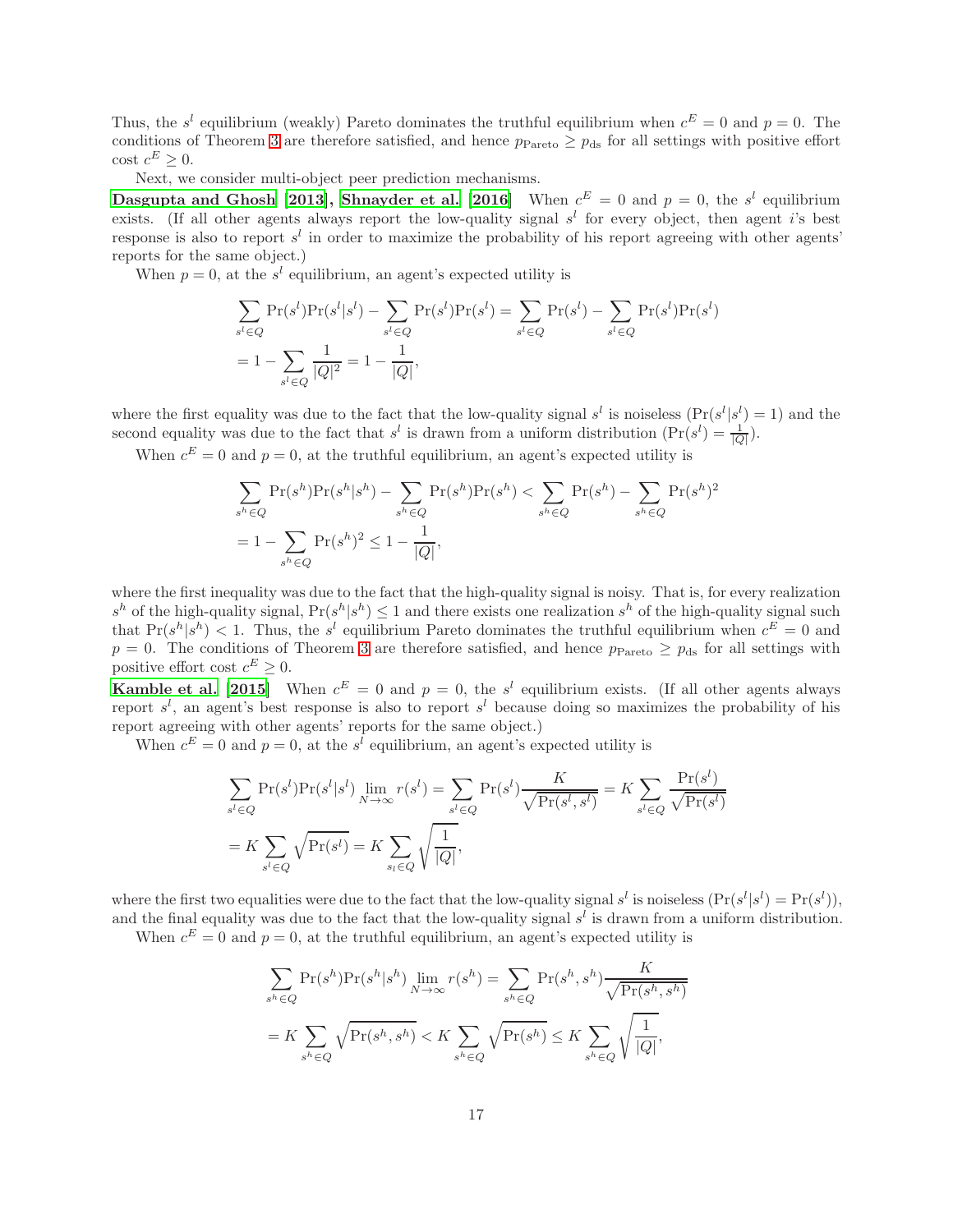Thus, the $s^l$ equilibrium (weakly) Pareto dominates the truthful equilibrium when $c^E = 0$ and $p = 0$. The conditions of Theorem 3 are therefore satisfied, and hence $p_{\text{Pareto}} \geq p_{\text{ds}}$ for all settings with positive effort cost $c^E \geq 0$.

Next, we consider multi-object peer prediction mechanisms.

**Dasgupta and Ghosh [2013], Shnayder et al. [2016]** When $c^E = 0$ and $p = 0$, the $s^l$ equilibrium exists. (If all other agents always report the low-quality signal $s^l$ for every object, then agent $i$'s best response is also to report $s^l$ in order to maximize the probability of his report agreeing with other agents' reports for the same object.)

When $p = 0$, at the $s^l$ equilibrium, an agent's expected utility is

$$
\begin{aligned}
&\sum_{s^l \in Q} \Pr(s^l)\Pr(s^l|s^l) - \sum_{s^l \in Q} \Pr(s^l)\Pr(s^l) = \sum_{s^l \in Q} \Pr(s^l) - \sum_{s^l \in Q} \Pr(s^l)\Pr(s^l) \\
&= 1 - \sum_{s^l \in Q} \frac{1}{|Q|^2} = 1 - \frac{1}{|Q|},
\end{aligned}
$$

where the first equality was due to the fact that the low-quality signal $s^l$ is noiseless ($\Pr(s^l|s^l) = 1$) and the second equality was due to the fact that $s^l$ is drawn from a uniform distribution ($\Pr(s^l) = \frac{1}{|Q|}$).

When $c^E = 0$ and $p = 0$, at the truthful equilibrium, an agent's expected utility is

$$
\begin{aligned}
&\sum_{s^h \in Q} \Pr(s^h)\Pr(s^h|s^h) - \sum_{s^h \in Q} \Pr(s^h)\Pr(s^h) < \sum_{s^h \in Q} \Pr(s^h) - \sum_{s^h \in Q} \Pr(s^h)^2 \\
&= 1 - \sum_{s^h \in Q} \Pr(s^h)^2 \leq 1 - \frac{1}{|Q|},
\end{aligned}
$$

where the first inequality was due to the fact that the high-quality signal is noisy. That is, for every realization $s^h$ of the high-quality signal, $\Pr(s^h|s^h) \leq 1$ and there exists one realization $s^h$ of the high-quality signal such that $\Pr(s^h|s^h) < 1$. Thus, the $s^l$ equilibrium Pareto dominates the truthful equilibrium when $c^E = 0$ and $p = 0$. The conditions of Theorem 3 are therefore satisfied, and hence $p_{\text{Pareto}} \geq p_{\text{ds}}$ for all settings with positive effort cost $c^E \geq 0$.

**Kamble et al. [2015]** When $c^E = 0$ and $p = 0$, the $s^l$ equilibrium exists. (If all other agents always report $s^l$, an agent's best response is also to report $s^l$ because doing so maximizes the probability of his report agreeing with other agents' reports for the same object.)

When $c^E = 0$ and $p = 0$, at the $s^l$ equilibrium, an agent's expected utility is

$$
\begin{aligned}
&\sum_{s^l \in Q} \Pr(s^l)\Pr(s^l|s^l) \lim_{N \to \infty} r(s^l) = \sum_{s^l \in Q} \Pr(s^l) \frac{K}{\sqrt{\Pr(s^l, s^l)}} = K \sum_{s^l \in Q} \frac{\Pr(s^l)}{\sqrt{\Pr(s^l)}} \\
&= K \sum_{s^l \in Q} \sqrt{\Pr(s^l)} = K \sum_{s_l \in Q} \sqrt{\frac{1}{|Q|}},
\end{aligned}
$$

where the first two equalities were due to the fact that the low-quality signal $s^l$ is noiseless ($\Pr(s^l|s^l) = \Pr(s^l)$), and the final equality was due to the fact that the low-quality signal $s^l$ is drawn from a uniform distribution.

When $c^E = 0$ and $p = 0$, at the truthful equilibrium, an agent's expected utility is

$$
\begin{aligned}
&\sum_{s^h \in Q} \Pr(s^h)\Pr(s^h|s^h) \lim_{N \to \infty} r(s^h) = \sum_{s^h \in Q} \Pr(s^h, s^h) \frac{K}{\sqrt{\Pr(s^h, s^h)}} \\
&= K \sum_{s^h \in Q} \sqrt{\Pr(s^h, s^h)} < K \sum_{s^h \in Q} \sqrt{\Pr(s^h)} \leq K \sum_{s^h \in Q} \sqrt{\frac{1}{|Q|}},
\end{aligned}
$$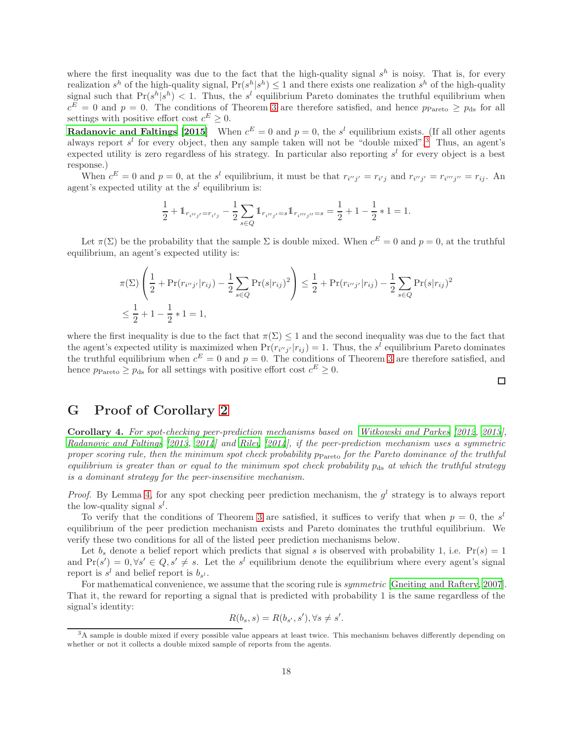where the first inequality was due to the fact that the high-quality signal $s^h$ is noisy. That is, for every realization $s^h$ of the high-quality signal, $\Pr(s^h|s^h) \leq 1$ and there exists one realization $s^h$ of the high-quality signal such that $\Pr(s^h|s^h) < 1$. Thus, the $s^l$ equilibrium Pareto dominates the truthful equilibrium when $c^E = 0$ and $p = 0$. The conditions of Theorem 3 are therefore satisfied, and hence $p_{\text{Pareto}} \geq p_{\text{ds}}$ for all settings with positive effort cost $c^E \geq 0$.

**Radanovic and Faltings [2015]** When $c^E = 0$ and $p = 0$, the $s^l$ equilibrium exists. (If all other agents always report $s^l$ for every object, then any sample taken will not be "double mixed".[3] Thus, an agent's expected utility is zero regardless of his strategy. In particular also reporting $s^l$ for every object is a best response.)

When $c^E = 0$ and $p = 0$, at the $s^l$ equilibrium, it must be that $r_{i''j'} = r_{i'j}$ and $r_{i''j'} = r_{i'''j''} = r_{ij}$. An agent's expected utility at the $s^l$ equilibrium is:

$$\frac{1}{2} + \mathbb{1}_{r_{i''j'}=r_{i'j}} - \frac{1}{2}\sum_{s\in Q} \mathbb{1}_{r_{i''j'}=s}\mathbb{1}_{r_{i'''j''}=s} = \frac{1}{2} + 1 - \frac{1}{2} * 1 = 1.$$

Let $\pi(\Sigma)$ be the probability that the sample $\Sigma$ is double mixed. When $c^E = 0$ and $p = 0$, at the truthful equilibrium, an agent's expected utility is:

$$\begin{aligned}
&\pi(\Sigma)\left(\frac{1}{2} + \Pr(r_{i''j'}|r_{ij}) - \frac{1}{2}\sum_{s\in Q}\Pr(s|r_{ij})^2\right) \leq \frac{1}{2} + \Pr(r_{i''j'}|r_{ij}) - \frac{1}{2}\sum_{s\in Q}\Pr(s|r_{ij})^2 \\
&\leq \frac{1}{2} + 1 - \frac{1}{2} * 1 = 1,
\end{aligned}$$

where the first inequality is due to the fact that $\pi(\Sigma) \leq 1$ and the second inequality was due to the fact that the agent's expected utility is maximized when $\Pr(r_{i''j'}|r_{ij}) = 1$. Thus, the $s^l$ equilibrium Pareto dominates the truthful equilibrium when $c^E = 0$ and $p = 0$. The conditions of Theorem 3 are therefore satisfied, and hence $p_{\text{Pareto}} \geq p_{\text{ds}}$ for all settings with positive effort cost $c^E \geq 0$.

□

# G Proof of Corollary 2

**Corollary 4.** *For spot-checking peer-prediction mechanisms based on [Witkowski and Parkes [2012, 2013], Radanovic and Faltings [2013, 2014] and Riley [2014], if the peer-prediction mechanism uses a symmetric proper scoring rule, then the minimum spot check probability $p_{\text{Pareto}}$ for the Pareto dominance of the truthful equilibrium is greater than or equal to the minimum spot check probability $p_{\text{ds}}$ at which the truthful strategy is a dominant strategy for the peer-insensitive mechanism.*

*Proof.* By Lemma 4, for any spot checking peer prediction mechanism, the $g^l$ strategy is to always report the low-quality signal $s^l$.

To verify that the conditions of Theorem 3 are satisfied, it suffices to verify that when $p = 0$, the $s^l$ equilibrium of the peer prediction mechanism exists and Pareto dominates the truthful equilibrium. We verify these two conditions for all of the listed peer prediction mechanisms below.

Let $b_s$ denote a belief report which predicts that signal $s$ is observed with probability 1, i.e. $\Pr(s) = 1$ and $\Pr(s') = 0, \forall s' \in Q, s' \neq s$. Let the $s^l$ equilibrium denote the equilibrium where every agent's signal report is $s^l$ and belief report is $b_{s^l}$.

For mathematical convenience, we assume that the scoring rule is *symmetric* [Gneiting and Raftery, 2007]. That it, the reward for reporting a signal that is predicted with probability 1 is the same regardless of the signal's identity:

$$R(b_s, s) = R(b_{s'}, s'), \forall s \neq s'.$$

[3] A sample is double mixed if every possible value appears at least twice. This mechanism behaves differently depending on whether or not it collects a double mixed sample of reports from the agents.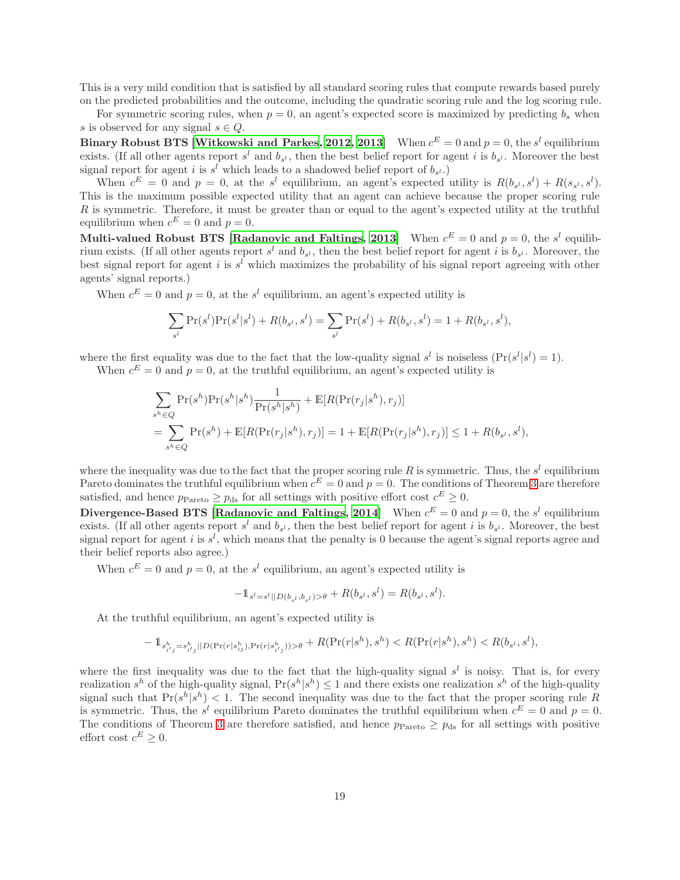This is a very mild condition that is satisfied by all standard scoring rules that compute rewards based purely on the predicted probabilities and the outcome, including the quadratic scoring rule and the log scoring rule.

For symmetric scoring rules, when $p = 0$, an agent's expected score is maximized by predicting $b_s$ when $s$ is observed for any signal $s \in Q$.

**Binary Robust BTS [Witkowski and Parkes, 2012, 2013]** When $c^E = 0$ and $p = 0$, the $s^l$ equilibrium exists. (If all other agents report $s^l$ and $b_{s^l}$, then the best belief report for agent $i$ is $b_{s^l}$. Moreover the best signal report for agent $i$ is $s^l$ which leads to a shadowed belief report of $b_{s^l}$.)

When $c^E = 0$ and $p = 0$, at the $s^l$ equilibrium, an agent's expected utility is $R(b_{s^l}, s^l) + R(s_{s^l}, s^l)$. This is the maximum possible expected utility that an agent can achieve because the proper scoring rule $R$ is symmetric. Therefore, it must be greater than or equal to the agent's expected utility at the truthful equilibrium when $c^E = 0$ and $p = 0$.

**Multi-valued Robust BTS [Radanovic and Faltings, 2013]** When $c^E = 0$ and $p = 0$, the $s^l$ equilibrium exists. (If all other agents report $s^l$ and $b_{s^l}$, then the best belief report for agent $i$ is $b_{s^l}$. Moreover, the best signal report for agent $i$ is $s^l$ which maximizes the probability of his signal report agreeing with other agents' signal reports.)

When $c^E = 0$ and $p = 0$, at the $s^l$ equilibrium, an agent's expected utility is

$$\sum_{s^l} \Pr(s^l)\Pr(s^l|s^l) + R(b_{s^l}, s^l) = \sum_{s^l} \Pr(s^l) + R(b_{s^l}, s^l) = 1 + R(b_{s^l}, s^l),$$

where the first equality was due to the fact that the low-quality signal $s^l$ is noiseless ($\Pr(s^l|s^l) = 1$).

When $c^E = 0$ and $p = 0$, at the truthful equilibrium, an agent's expected utility is

$$\begin{aligned}
&\sum_{s^h \in Q} \Pr(s^h)\Pr(s^h|s^h)\frac{1}{\Pr(s^h|s^h)} + \mathbb{E}[R(\Pr(r_j|s^h), r_j)] \\
&= \sum_{s^h \in Q} \Pr(s^h) + \mathbb{E}[R(\Pr(r_j|s^h), r_j)] = 1 + \mathbb{E}[R(\Pr(r_j|s^h), r_j)] \le 1 + R(b_{s^l}, s^l),
\end{aligned}$$

where the inequality was due to the fact that the proper scoring rule $R$ is symmetric. Thus, the $s^l$ equilibrium Pareto dominates the truthful equilibrium when $c^E = 0$ and $p = 0$. The conditions of Theorem 3 are therefore satisfied, and hence $p_{\text{Pareto}} \ge p_{\text{ds}}$ for all settings with positive effort cost $c^E \ge 0$.

**Divergence-Based BTS [Radanovic and Faltings, 2014]** When $c^E = 0$ and $p = 0$, the $s^l$ equilibrium exists. (If all other agents report $s^l$ and $b_{s^l}$, then the best belief report for agent $i$ is $b_{s^l}$. Moreover, the best signal report for agent $i$ is $s^l$, which means that the penalty is 0 because the agent's signal reports agree and their belief reports also agree.)

When $c^E = 0$ and $p = 0$, at the $s^l$ equilibrium, an agent's expected utility is

$$-\mathbb{1}_{s^l = s^l || D(b_{s^l}, b_{s^l}) > \theta} + R(b_{s^l}, s^l) = R(b_{s^l}, s^l).$$

At the truthful equilibrium, an agent's expected utility is

$$-\mathbb{1}_{s^h_{i'j} = s^h_{i'j} || D(\Pr(r|s^h_{ij}), \Pr(r|s^h_{i'j})) > \theta} + R(\Pr(r|s^h), s^h) < R(\Pr(r|s^h), s^h) < R(b_{s^l}, s^l),$$

where the first inequality was due to the fact that the high-quality signal $s^l$ is noisy. That is, for every realization $s^h$ of the high-quality signal, $\Pr(s^h|s^h) \le 1$ and there exists one realization $s^h$ of the high-quality signal such that $\Pr(s^h|s^h) < 1$. The second inequality was due to the fact that the proper scoring rule $R$ is symmetric. Thus, the $s^l$ equilibrium Pareto dominates the truthful equilibrium when $c^E = 0$ and $p = 0$. The conditions of Theorem 3 are therefore satisfied, and hence $p_{\text{Pareto}} \ge p_{\text{ds}}$ for all settings with positive effort cost $c^E \ge 0$.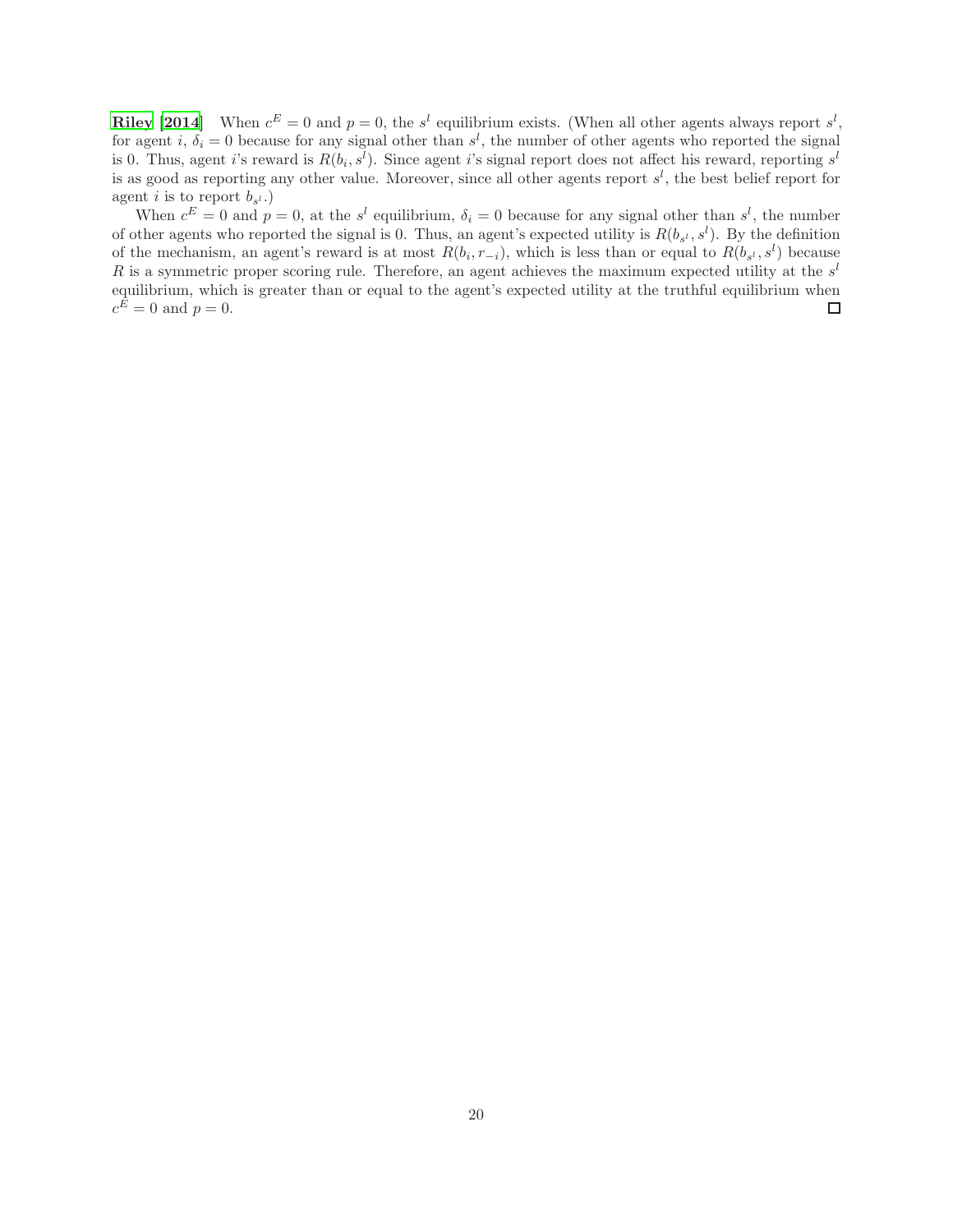**Riley [2014]** When $c^E = 0$ and $p = 0$, the $s^l$ equilibrium exists. (When all other agents always report $s^l$, for agent $i$, $\delta_i = 0$ because for any signal other than $s^l$, the number of other agents who reported the signal is 0. Thus, agent $i$'s reward is $R(b_i, s^l)$. Since agent $i$'s signal report does not affect his reward, reporting $s^l$ is as good as reporting any other value. Moreover, since all other agents report $s^l$, the best belief report for agent $i$ is to report $b_{s^l}$.)

When $c^E = 0$ and $p = 0$, at the $s^l$ equilibrium, $\delta_i = 0$ because for any signal other than $s^l$, the number of other agents who reported the signal is 0. Thus, an agent's expected utility is $R(b_{s^l}, s^l)$. By the definition of the mechanism, an agent's reward is at most $R(b_i, r_{-i})$, which is less than or equal to $R(b_{s^l}, s^l)$ because $R$ is a symmetric proper scoring rule. Therefore, an agent achieves the maximum expected utility at the $s^l$ equilibrium, which is greater than or equal to the agent's expected utility at the truthful equilibrium when $c^E = 0$ and $p = 0$. □